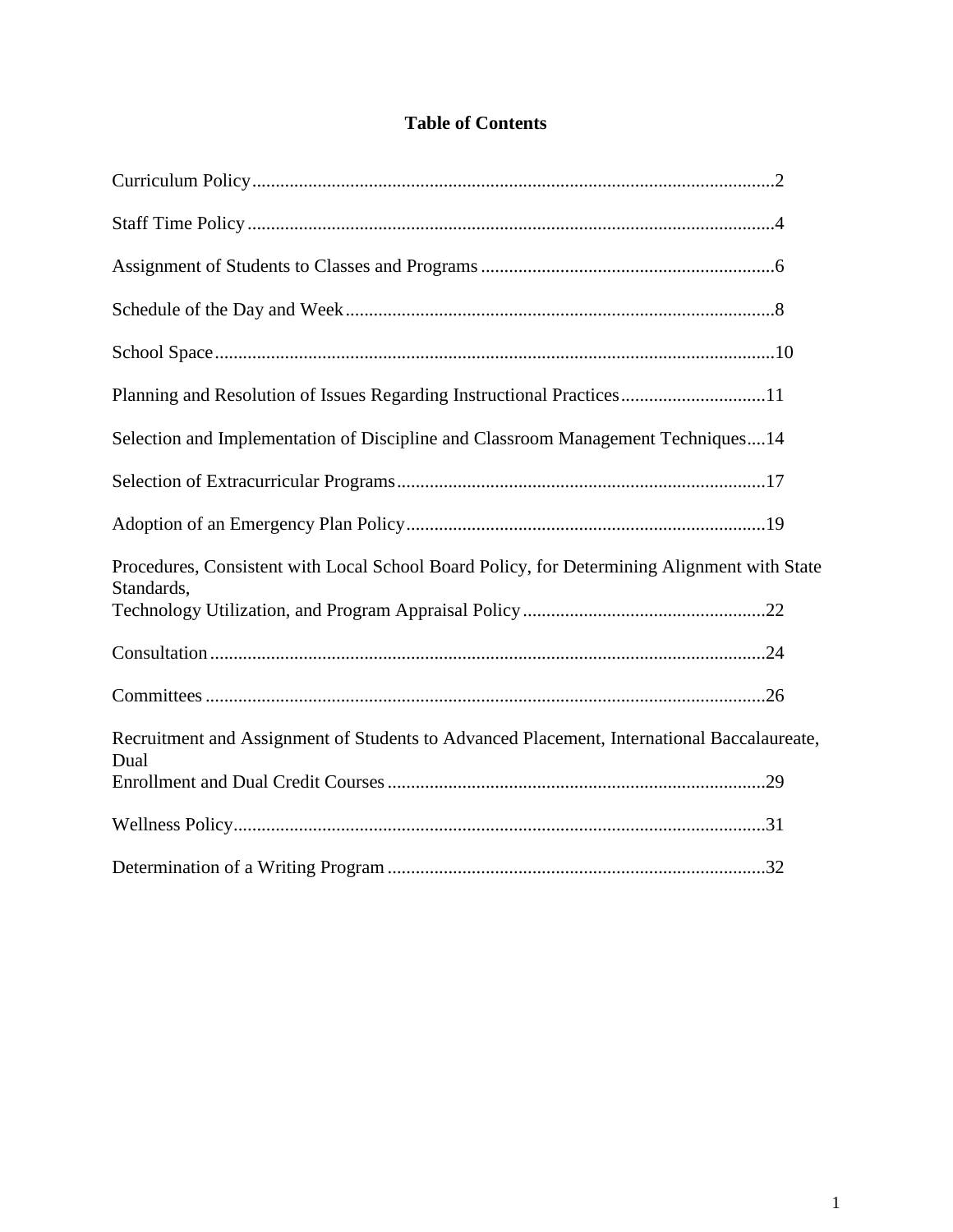# Table of Contents

Curriculum Policy................................................................................................................2

Staff Time Policy.................................................................................................................4

Assignment of Students to Classes and Programs...............................................................6

Schedule of the Day and Week............................................................................................8

School Space.......................................................................................................................10

Planning and Resolution of Issues Regarding Instructional Practices...............................11

Selection and Implementation of Discipline and Classroom Management Techniques....14

Selection of Extracurricular Programs...............................................................................17

Adoption of an Emergency Plan Policy.............................................................................19

Procedures, Consistent with Local School Board Policy, for Determining Alignment with State Standards,
Technology Utilization, and Program Appraisal Policy....................................................22

Consultation.......................................................................................................................24

Committees........................................................................................................................26

Recruitment and Assignment of Students to Advanced Placement, International Baccalaureate, Dual
Enrollment and Dual Credit Courses.................................................................................29

Wellness Policy..................................................................................................................31

Determination of a Writing Program.................................................................................32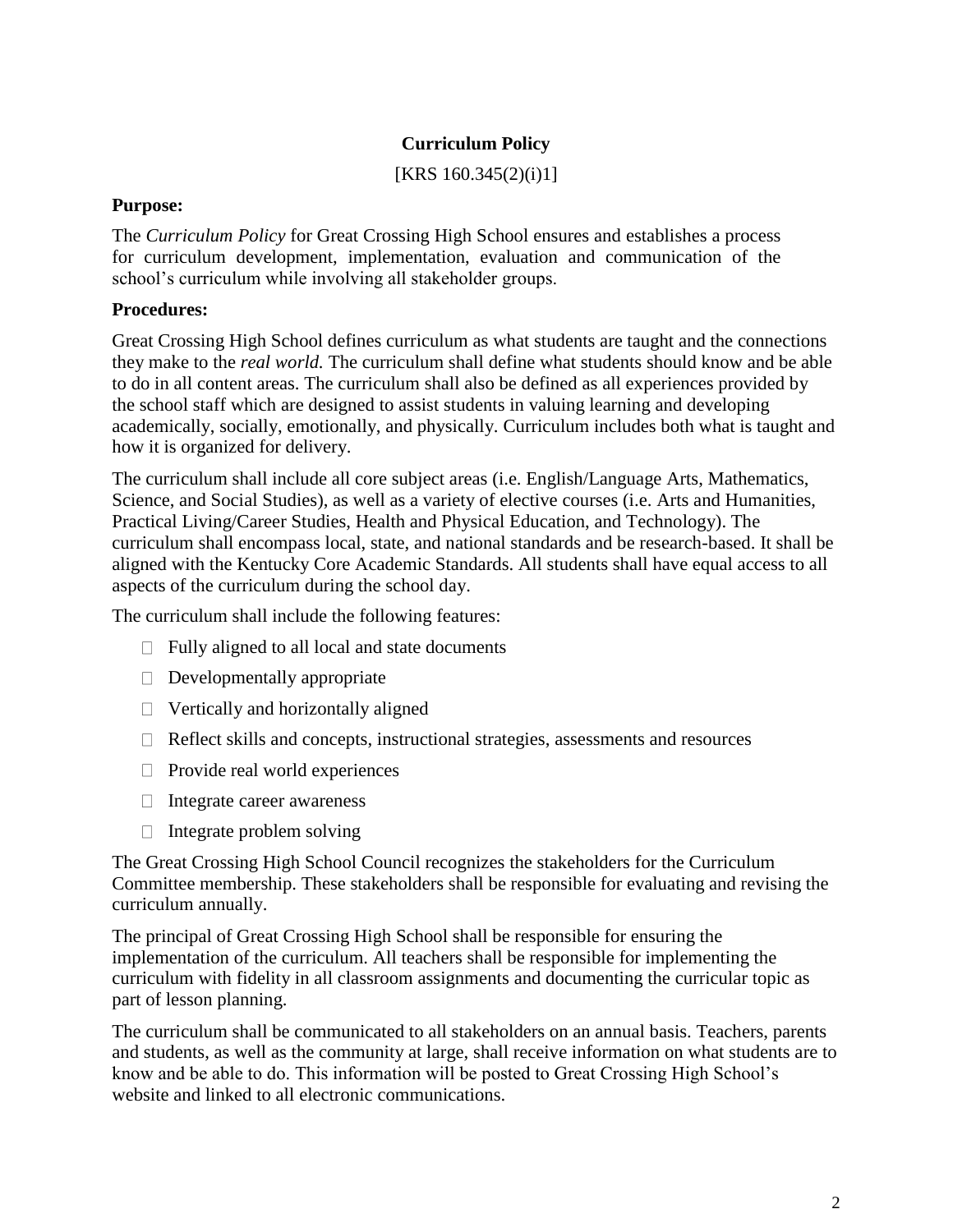# Curriculum Policy

[KRS 160.345(2)(i)1]

**Purpose:**

The *Curriculum Policy* for Great Crossing High School ensures and establishes a process for curriculum development, implementation, evaluation and communication of the school's curriculum while involving all stakeholder groups.

**Procedures:**

Great Crossing High School defines curriculum as what students are taught and the connections they make to the *real world.* The curriculum shall define what students should know and be able to do in all content areas. The curriculum shall also be defined as all experiences provided by the school staff which are designed to assist students in valuing learning and developing academically, socially, emotionally, and physically. Curriculum includes both what is taught and how it is organized for delivery.

The curriculum shall include all core subject areas (i.e. English/Language Arts, Mathematics, Science, and Social Studies), as well as a variety of elective courses (i.e. Arts and Humanities, Practical Living/Career Studies, Health and Physical Education, and Technology). The curriculum shall encompass local, state, and national standards and be research-based. It shall be aligned with the Kentucky Core Academic Standards. All students shall have equal access to all aspects of the curriculum during the school day.

The curriculum shall include the following features:

- Fully aligned to all local and state documents
- Developmentally appropriate
- Vertically and horizontally aligned
- Reflect skills and concepts, instructional strategies, assessments and resources
- Provide real world experiences
- Integrate career awareness
- Integrate problem solving

The Great Crossing High School Council recognizes the stakeholders for the Curriculum Committee membership. These stakeholders shall be responsible for evaluating and revising the curriculum annually.

The principal of Great Crossing High School shall be responsible for ensuring the implementation of the curriculum. All teachers shall be responsible for implementing the curriculum with fidelity in all classroom assignments and documenting the curricular topic as part of lesson planning.

The curriculum shall be communicated to all stakeholders on an annual basis. Teachers, parents and students, as well as the community at large, shall receive information on what students are to know and be able to do. This information will be posted to Great Crossing High School's website and linked to all electronic communications.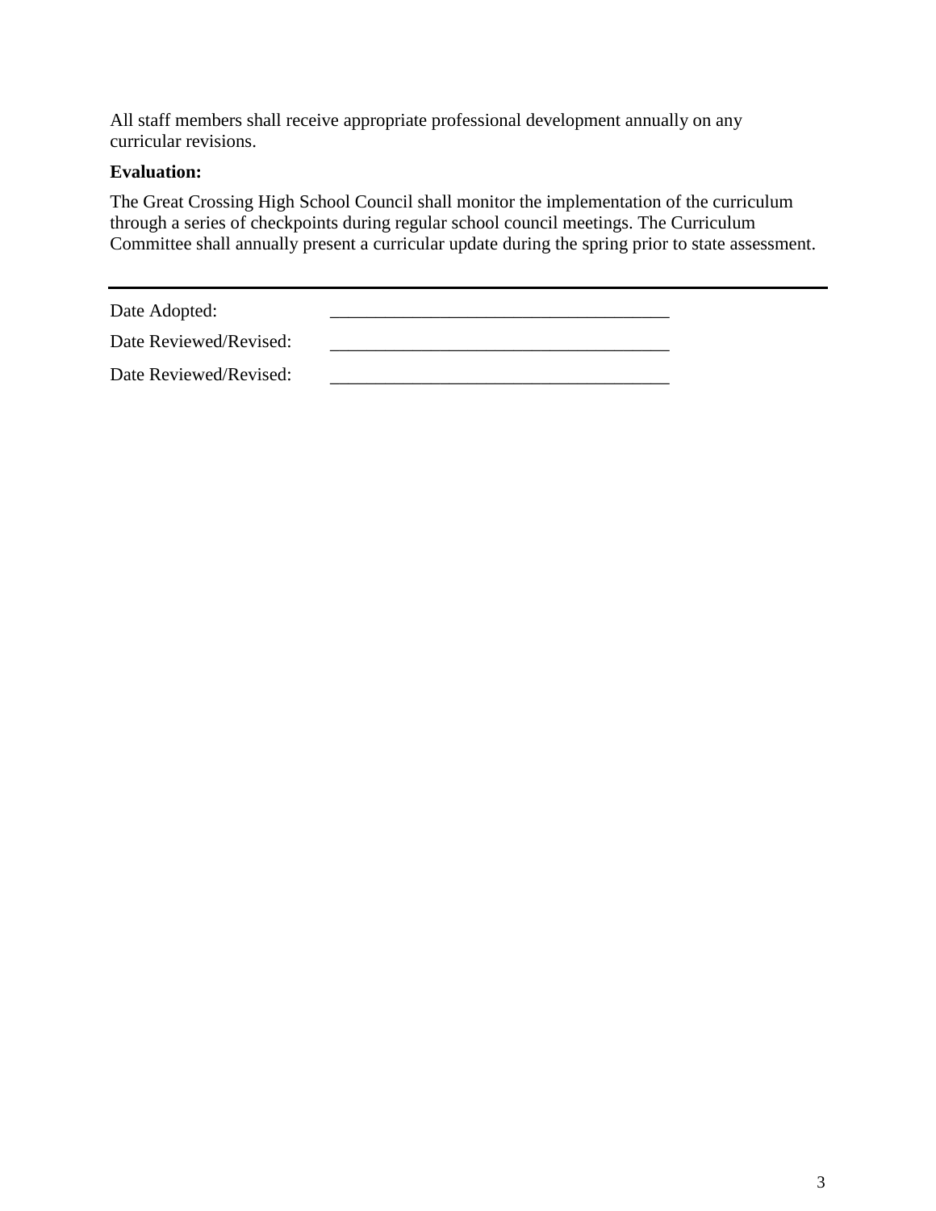All staff members shall receive appropriate professional development annually on any curricular revisions.

**Evaluation:**

The Great Crossing High School Council shall monitor the implementation of the curriculum through a series of checkpoints during regular school council meetings. The Curriculum Committee shall annually present a curricular update during the spring prior to state assessment.

---

Date Adopted: ______________________________________

Date Reviewed/Revised: ______________________________________

Date Reviewed/Revised: ______________________________________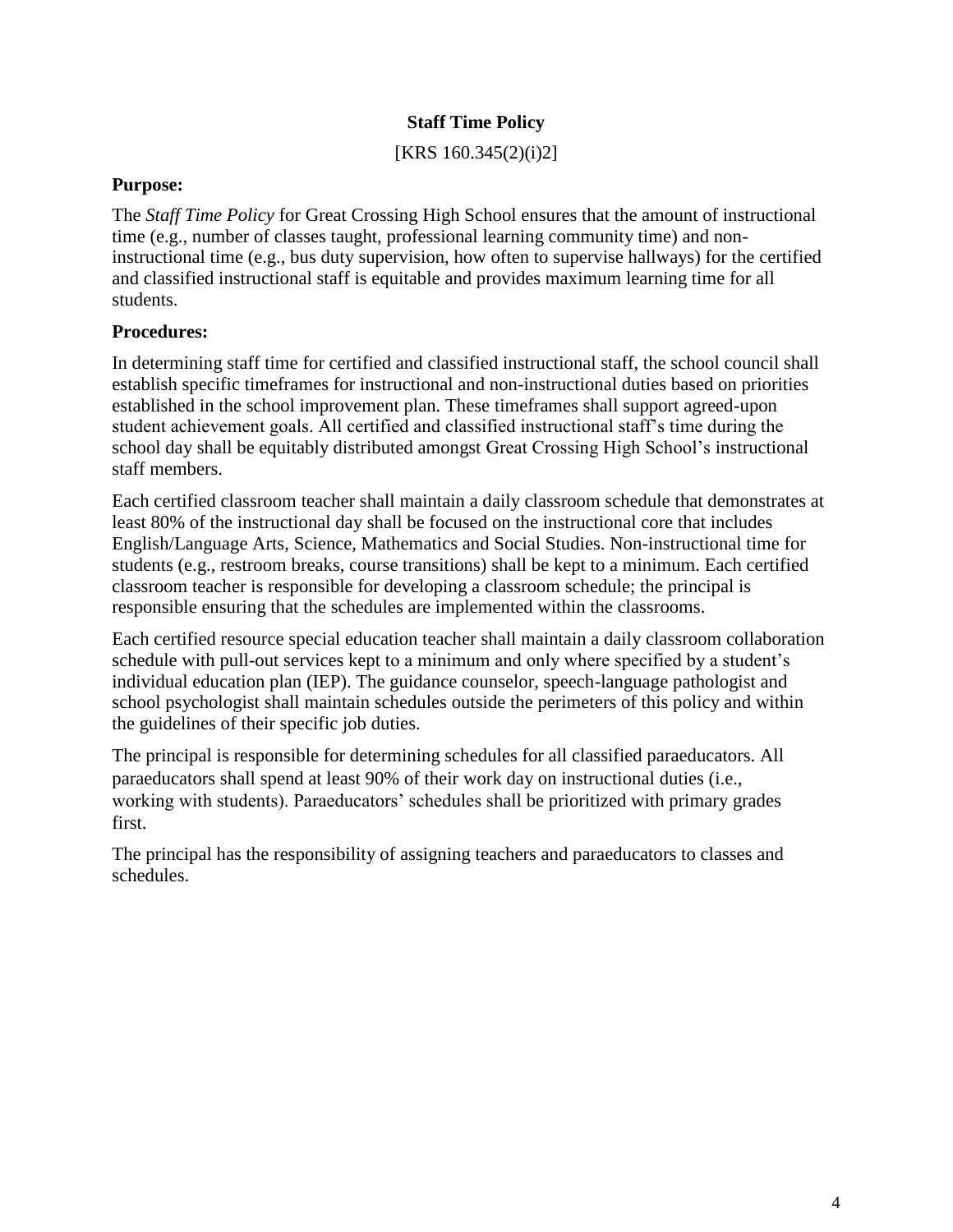## Staff Time Policy

[KRS 160.345(2)(i)2]

**Purpose:**

The *Staff Time Policy* for Great Crossing High School ensures that the amount of instructional time (e.g., number of classes taught, professional learning community time) and non-instructional time (e.g., bus duty supervision, how often to supervise hallways) for the certified and classified instructional staff is equitable and provides maximum learning time for all students.

**Procedures:**

In determining staff time for certified and classified instructional staff, the school council shall establish specific timeframes for instructional and non-instructional duties based on priorities established in the school improvement plan. These timeframes shall support agreed-upon student achievement goals. All certified and classified instructional staff's time during the school day shall be equitably distributed amongst Great Crossing High School's instructional staff members.

Each certified classroom teacher shall maintain a daily classroom schedule that demonstrates at least 80% of the instructional day shall be focused on the instructional core that includes English/Language Arts, Science, Mathematics and Social Studies. Non-instructional time for students (e.g., restroom breaks, course transitions) shall be kept to a minimum. Each certified classroom teacher is responsible for developing a classroom schedule; the principal is responsible ensuring that the schedules are implemented within the classrooms.

Each certified resource special education teacher shall maintain a daily classroom collaboration schedule with pull-out services kept to a minimum and only where specified by a student's individual education plan (IEP). The guidance counselor, speech-language pathologist and school psychologist shall maintain schedules outside the perimeters of this policy and within the guidelines of their specific job duties.

The principal is responsible for determining schedules for all classified paraeducators. All paraeducators shall spend at least 90% of their work day on instructional duties (i.e., working with students). Paraeducators' schedules shall be prioritized with primary grades first.

The principal has the responsibility of assigning teachers and paraeducators to classes and schedules.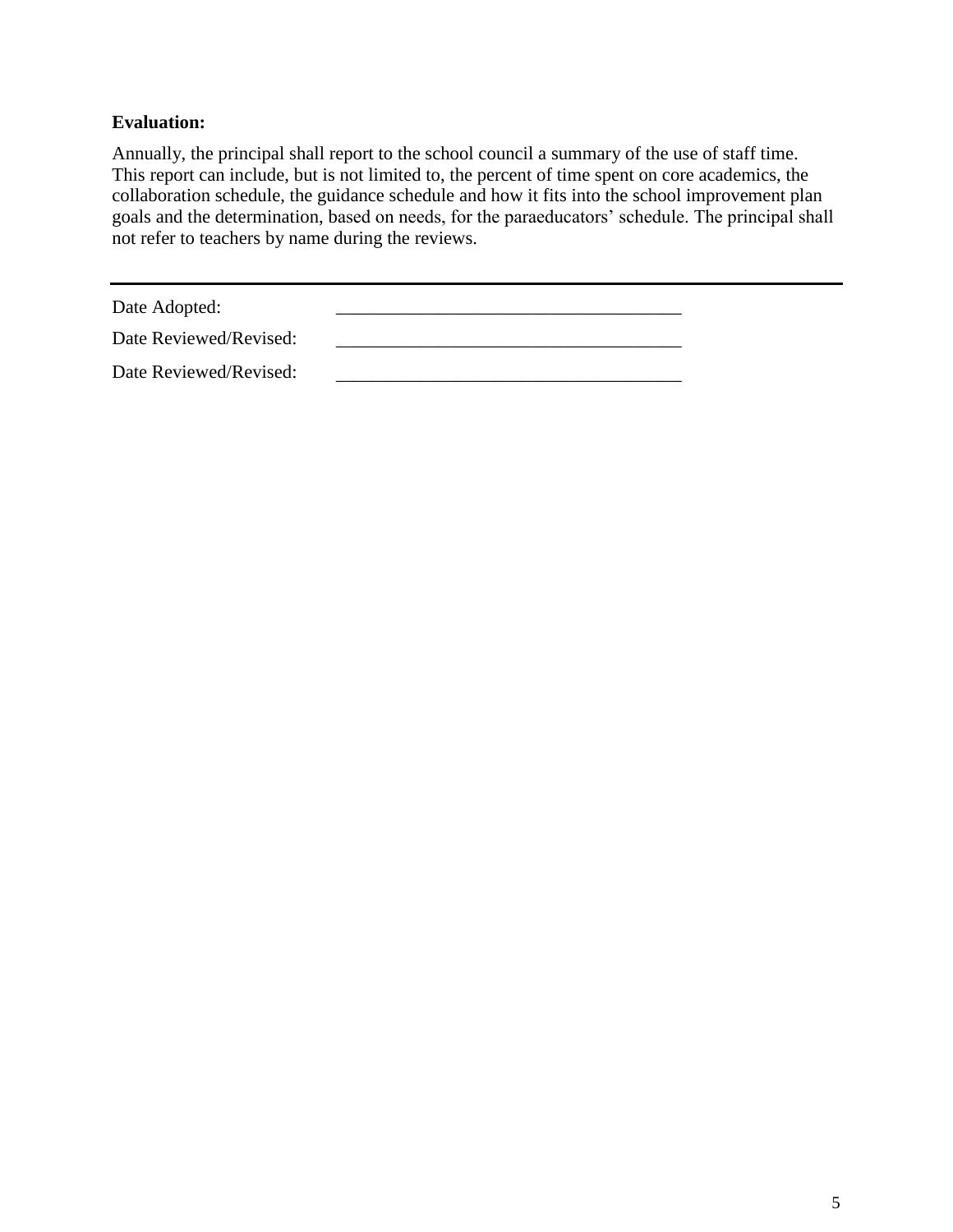**Evaluation:**

Annually, the principal shall report to the school council a summary of the use of staff time. This report can include, but is not limited to, the percent of time spent on core academics, the collaboration schedule, the guidance schedule and how it fits into the school improvement plan goals and the determination, based on needs, for the paraeducators' schedule. The principal shall not refer to teachers by name during the reviews.

---

Date Adopted: ______________________________________

Date Reviewed/Revised: ______________________________________

Date Reviewed/Revised: ______________________________________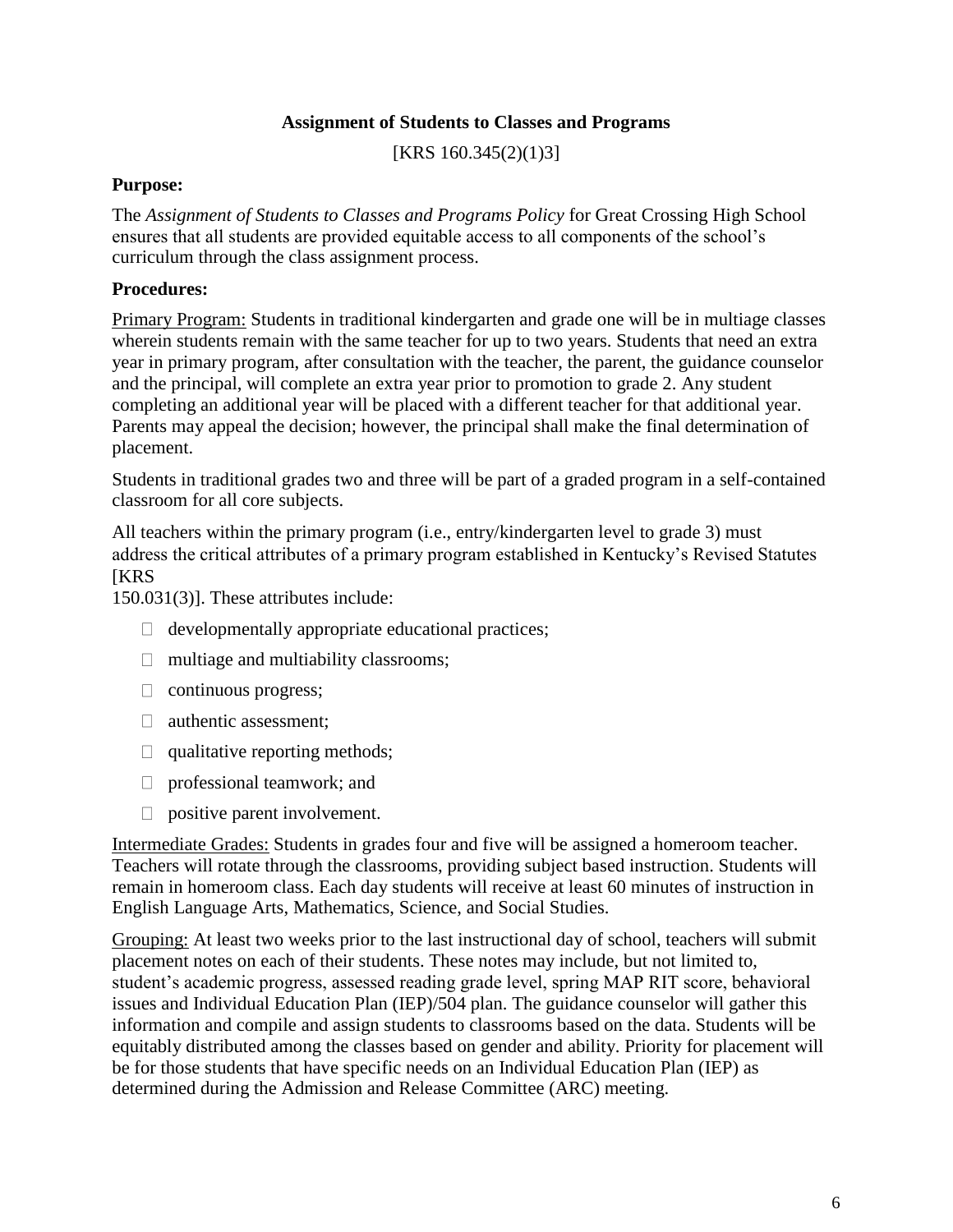## Assignment of Students to Classes and Programs

[KRS 160.345(2)(1)3]

**Purpose:**

The *Assignment of Students to Classes and Programs Policy* for Great Crossing High School ensures that all students are provided equitable access to all components of the school's curriculum through the class assignment process.

**Procedures:**

Primary Program: Students in traditional kindergarten and grade one will be in multiage classes wherein students remain with the same teacher for up to two years. Students that need an extra year in primary program, after consultation with the teacher, the parent, the guidance counselor and the principal, will complete an extra year prior to promotion to grade 2. Any student completing an additional year will be placed with a different teacher for that additional year. Parents may appeal the decision; however, the principal shall make the final determination of placement.

Students in traditional grades two and three will be part of a graded program in a self-contained classroom for all core subjects.

All teachers within the primary program (i.e., entry/kindergarten level to grade 3) must address the critical attributes of a primary program established in Kentucky's Revised Statutes [KRS 150.031(3)]. These attributes include:

- developmentally appropriate educational practices;
- multiage and multiability classrooms;
- continuous progress;
- authentic assessment;
- qualitative reporting methods;
- professional teamwork; and
- positive parent involvement.

Intermediate Grades: Students in grades four and five will be assigned a homeroom teacher. Teachers will rotate through the classrooms, providing subject based instruction. Students will remain in homeroom class. Each day students will receive at least 60 minutes of instruction in English Language Arts, Mathematics, Science, and Social Studies.

Grouping: At least two weeks prior to the last instructional day of school, teachers will submit placement notes on each of their students. These notes may include, but not limited to, student's academic progress, assessed reading grade level, spring MAP RIT score, behavioral issues and Individual Education Plan (IEP)/504 plan. The guidance counselor will gather this information and compile and assign students to classrooms based on the data. Students will be equitably distributed among the classes based on gender and ability. Priority for placement will be for those students that have specific needs on an Individual Education Plan (IEP) as determined during the Admission and Release Committee (ARC) meeting.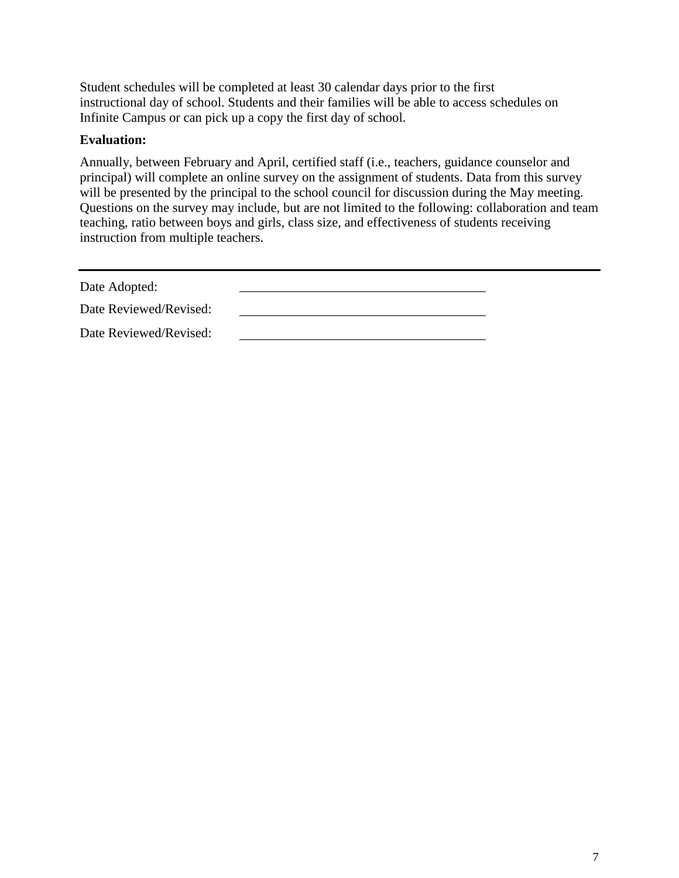Student schedules will be completed at least 30 calendar days prior to the first instructional day of school. Students and their families will be able to access schedules on Infinite Campus or can pick up a copy the first day of school.

**Evaluation:**

Annually, between February and April, certified staff (i.e., teachers, guidance counselor and principal) will complete an online survey on the assignment of students. Data from this survey will be presented by the principal to the school council for discussion during the May meeting. Questions on the survey may include, but are not limited to the following: collaboration and team teaching, ratio between boys and girls, class size, and effectiveness of students receiving instruction from multiple teachers.

---

Date Adopted: _____________________________________

Date Reviewed/Revised: _____________________________________

Date Reviewed/Revised: _____________________________________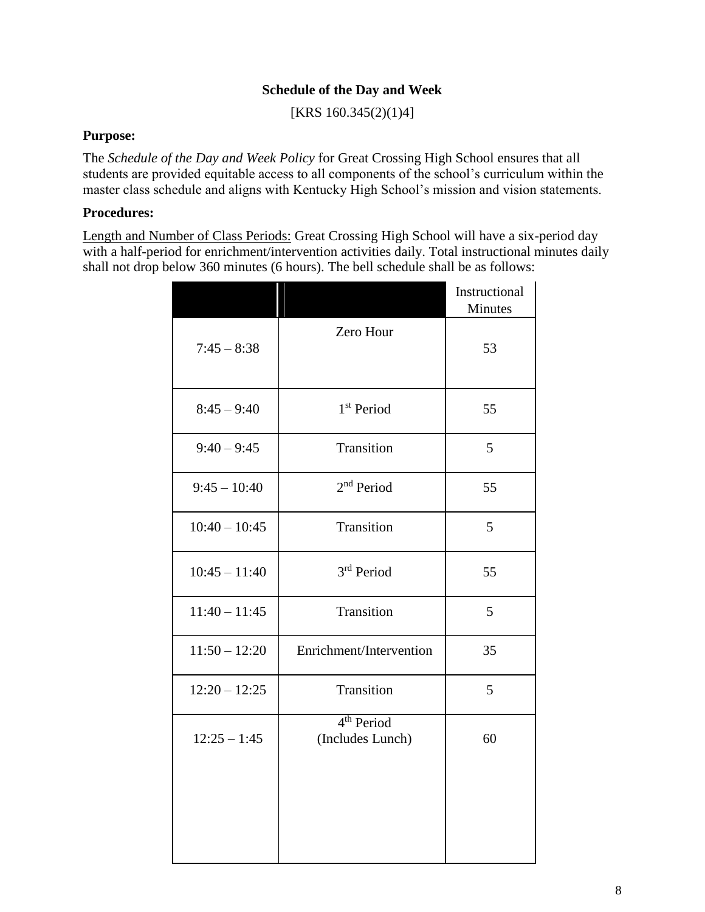**Schedule of the Day and Week**

[KRS 160.345(2)(1)4]

**Purpose:**

The *Schedule of the Day and Week Policy* for Great Crossing High School ensures that all students are provided equitable access to all components of the school's curriculum within the master class schedule and aligns with Kentucky High School's mission and vision statements.

**Procedures:**

Length and Number of Class Periods: Great Crossing High School will have a six-period day with a half-period for enrichment/intervention activities daily. Total instructional minutes daily shall not drop below 360 minutes (6 hours). The bell schedule shall be as follows:

| | | Instructional Minutes |
|---|---|---|
| 7:45 – 8:38 | Zero Hour | 53 |
| 8:45 – 9:40 | 1st Period | 55 |
| 9:40 – 9:45 | Transition | 5 |
| 9:45 – 10:40 | 2nd Period | 55 |
| 10:40 – 10:45 | Transition | 5 |
| 10:45 – 11:40 | 3rd Period | 55 |
| 11:40 – 11:45 | Transition | 5 |
| 11:50 – 12:20 | Enrichment/Intervention | 35 |
| 12:20 – 12:25 | Transition | 5 |
| 12:25 – 1:45 | 4th Period (Includes Lunch) | 60 |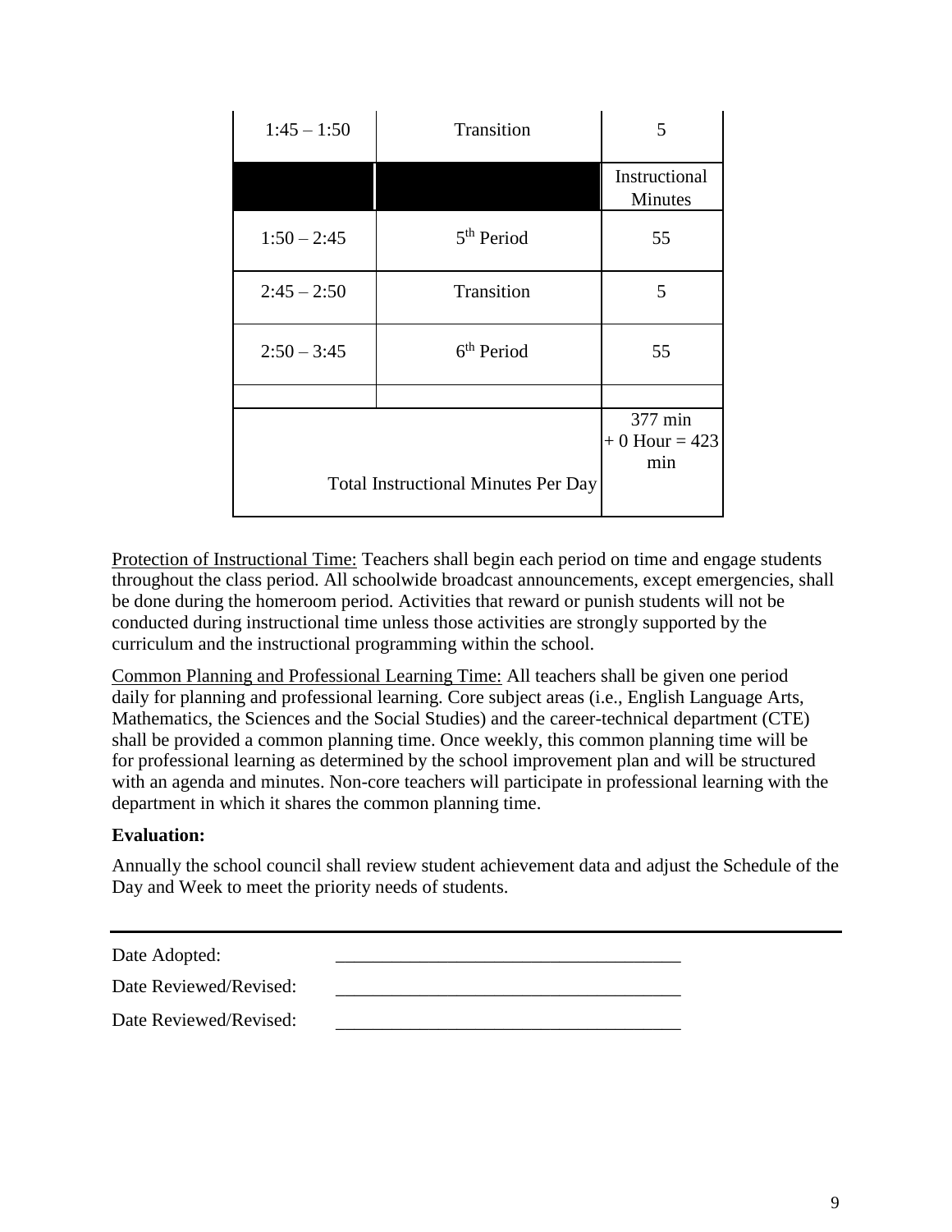| 1:45 – 1:50 | Transition | 5 |
|---|---|---|
| | | Instructional Minutes |
| 1:50 – 2:45 | 5th Period | 55 |
| 2:45 – 2:50 | Transition | 5 |
| 2:50 – 3:45 | 6th Period | 55 |
| | | |
| Total Instructional Minutes Per Day | | 377 min + 0 Hour = 423 min |

Protection of Instructional Time: Teachers shall begin each period on time and engage students throughout the class period. All schoolwide broadcast announcements, except emergencies, shall be done during the homeroom period. Activities that reward or punish students will not be conducted during instructional time unless those activities are strongly supported by the curriculum and the instructional programming within the school.

Common Planning and Professional Learning Time: All teachers shall be given one period daily for planning and professional learning. Core subject areas (i.e., English Language Arts, Mathematics, the Sciences and the Social Studies) and the career-technical department (CTE) shall be provided a common planning time. Once weekly, this common planning time will be for professional learning as determined by the school improvement plan and will be structured with an agenda and minutes. Non-core teachers will participate in professional learning with the department in which it shares the common planning time.

**Evaluation:**

Annually the school council shall review student achievement data and adjust the Schedule of the Day and Week to meet the priority needs of students.

---

Date Adopted: ______________________________________

Date Reviewed/Revised: ______________________________________

Date Reviewed/Revised: ______________________________________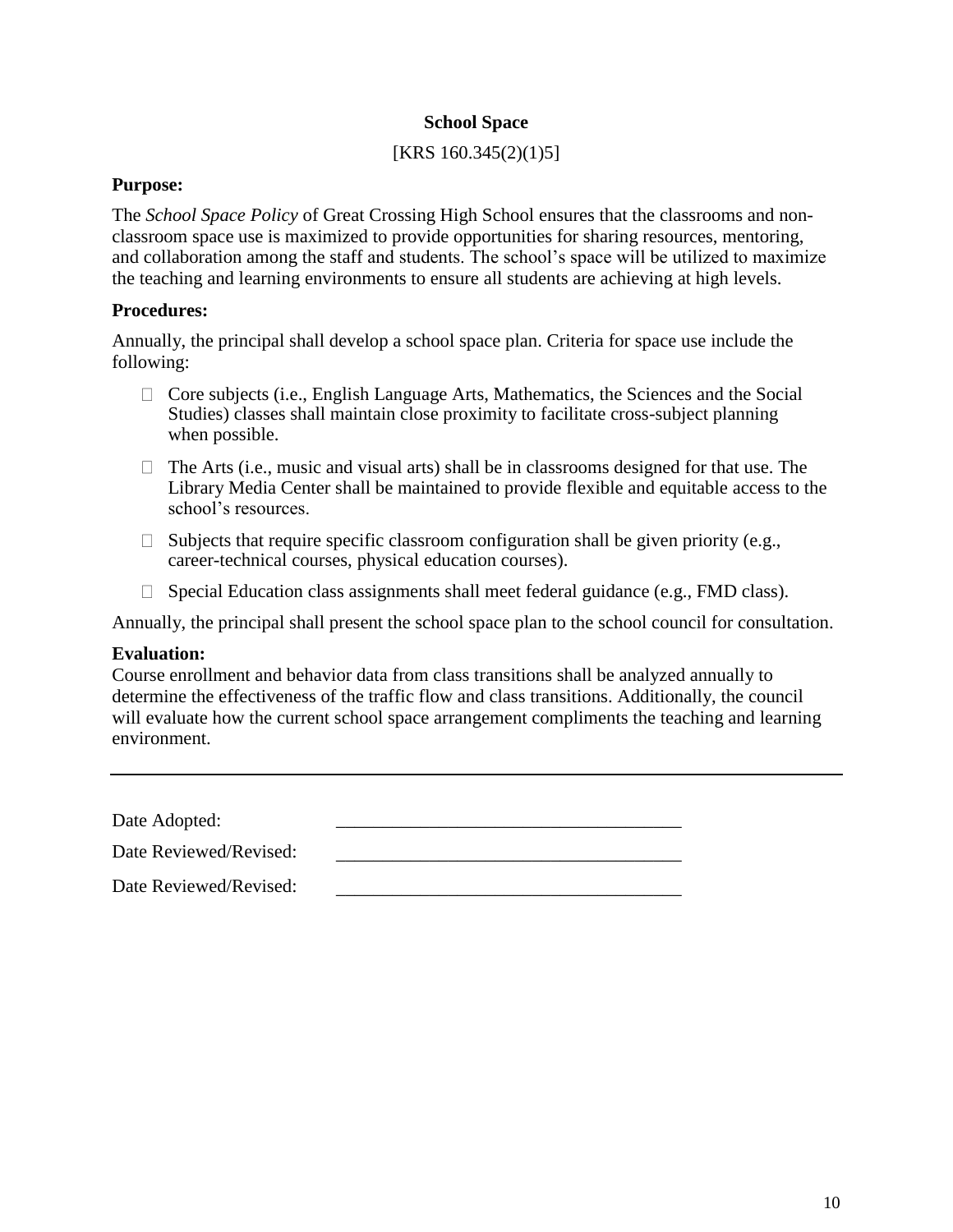## School Space

[KRS 160.345(2)(1)5]

**Purpose:**

The *School Space Policy* of Great Crossing High School ensures that the classrooms and non-classroom space use is maximized to provide opportunities for sharing resources, mentoring, and collaboration among the staff and students. The school's space will be utilized to maximize the teaching and learning environments to ensure all students are achieving at high levels.

**Procedures:**

Annually, the principal shall develop a school space plan. Criteria for space use include the following:

- Core subjects (i.e., English Language Arts, Mathematics, the Sciences and the Social Studies) classes shall maintain close proximity to facilitate cross-subject planning when possible.
- The Arts (i.e., music and visual arts) shall be in classrooms designed for that use. The Library Media Center shall be maintained to provide flexible and equitable access to the school's resources.
- Subjects that require specific classroom configuration shall be given priority (e.g., career-technical courses, physical education courses).
- Special Education class assignments shall meet federal guidance (e.g., FMD class).

Annually, the principal shall present the school space plan to the school council for consultation.

**Evaluation:**

Course enrollment and behavior data from class transitions shall be analyzed annually to determine the effectiveness of the traffic flow and class transitions. Additionally, the council will evaluate how the current school space arrangement compliments the teaching and learning environment.

---

Date Adopted: ____________________________________

Date Reviewed/Revised: ____________________________________

Date Reviewed/Revised: ____________________________________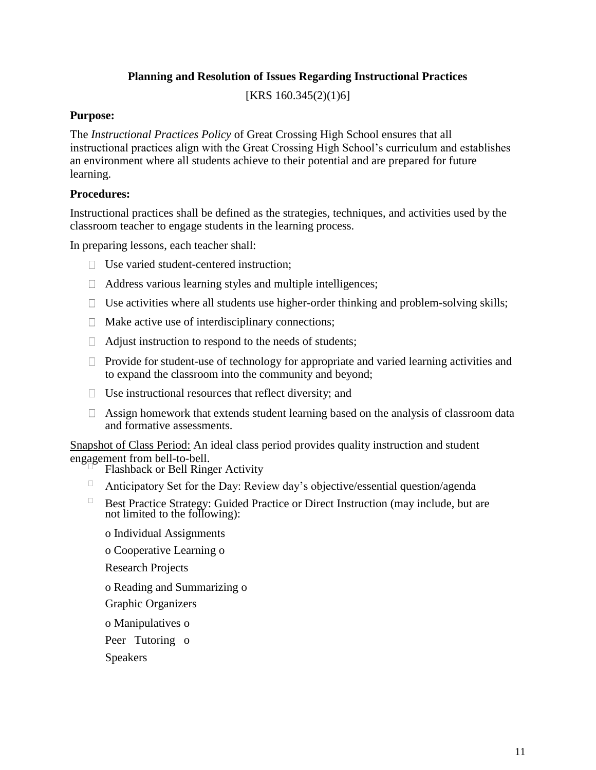## Planning and Resolution of Issues Regarding Instructional Practices

[KRS 160.345(2)(1)6]

**Purpose:**

The *Instructional Practices Policy* of Great Crossing High School ensures that all instructional practices align with the Great Crossing High School's curriculum and establishes an environment where all students achieve to their potential and are prepared for future learning.

**Procedures:**

Instructional practices shall be defined as the strategies, techniques, and activities used by the classroom teacher to engage students in the learning process.

In preparing lessons, each teacher shall:

- Use varied student-centered instruction;
- Address various learning styles and multiple intelligences;
- Use activities where all students use higher-order thinking and problem-solving skills;
- Make active use of interdisciplinary connections;
- Adjust instruction to respond to the needs of students;
- Provide for student-use of technology for appropriate and varied learning activities and to expand the classroom into the community and beyond;
- Use instructional resources that reflect diversity; and
- Assign homework that extends student learning based on the analysis of classroom data and formative assessments.

<u>Snapshot of Class Period:</u> An ideal class period provides quality instruction and student engagement from bell-to-bell.

- Flashback or Bell Ringer Activity
- Anticipatory Set for the Day: Review day's objective/essential question/agenda
- Best Practice Strategy: Guided Practice or Direct Instruction (may include, but are not limited to the following):
  - Individual Assignments
  - Cooperative Learning
  - Research Projects
  - Reading and Summarizing
  - Graphic Organizers
  - Manipulatives
  - Peer Tutoring
  - Speakers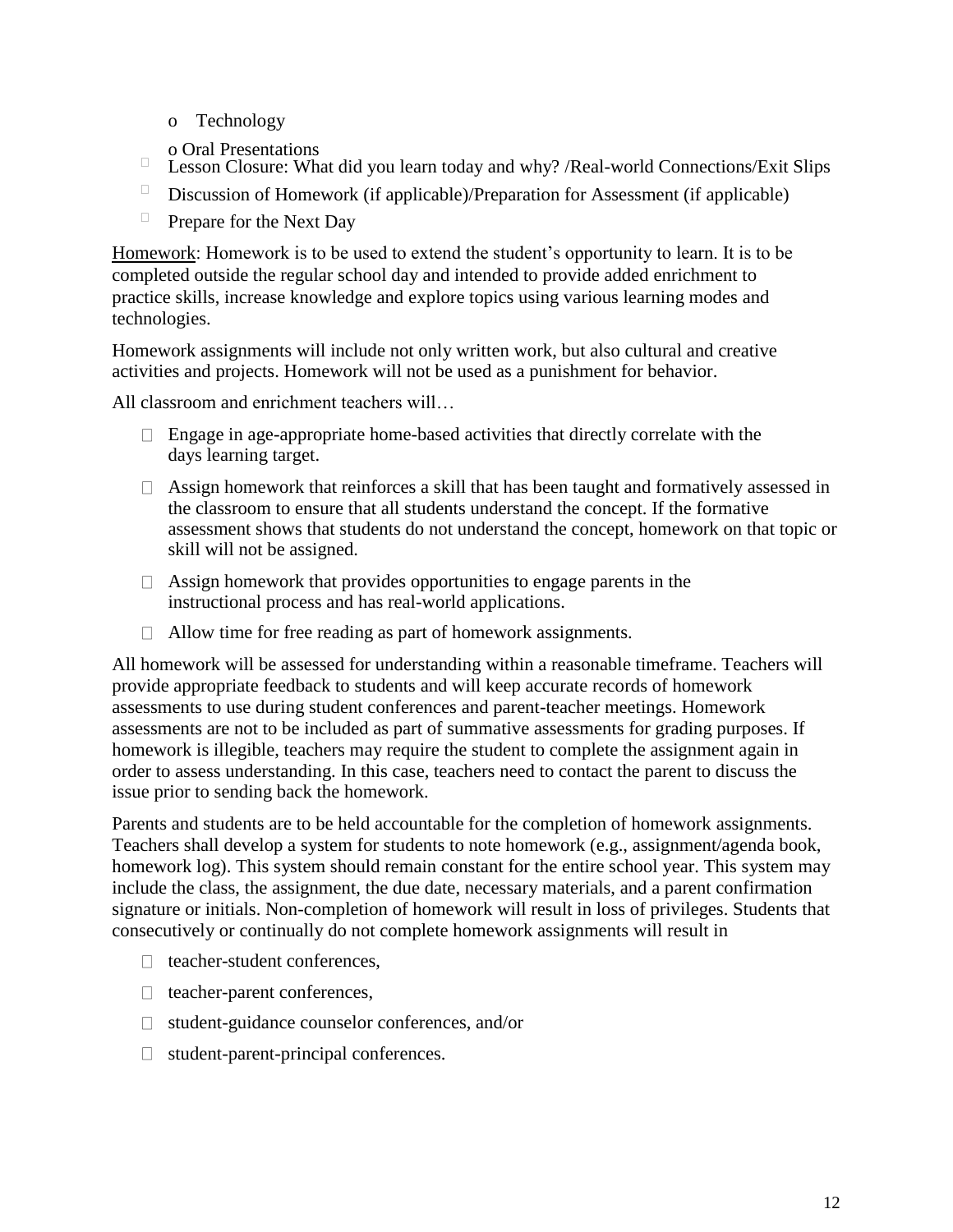- Technology
  - Oral Presentations
- Lesson Closure: What did you learn today and why? /Real-world Connections/Exit Slips
- Discussion of Homework (if applicable)/Preparation for Assessment (if applicable)
- Prepare for the Next Day

Homework: Homework is to be used to extend the student's opportunity to learn. It is to be completed outside the regular school day and intended to provide added enrichment to practice skills, increase knowledge and explore topics using various learning modes and technologies.

Homework assignments will include not only written work, but also cultural and creative activities and projects. Homework will not be used as a punishment for behavior.

All classroom and enrichment teachers will…

- Engage in age-appropriate home-based activities that directly correlate with the days learning target.
- Assign homework that reinforces a skill that has been taught and formatively assessed in the classroom to ensure that all students understand the concept. If the formative assessment shows that students do not understand the concept, homework on that topic or skill will not be assigned.
- Assign homework that provides opportunities to engage parents in the instructional process and has real-world applications.
- Allow time for free reading as part of homework assignments.

All homework will be assessed for understanding within a reasonable timeframe. Teachers will provide appropriate feedback to students and will keep accurate records of homework assessments to use during student conferences and parent-teacher meetings. Homework assessments are not to be included as part of summative assessments for grading purposes. If homework is illegible, teachers may require the student to complete the assignment again in order to assess understanding. In this case, teachers need to contact the parent to discuss the issue prior to sending back the homework.

Parents and students are to be held accountable for the completion of homework assignments. Teachers shall develop a system for students to note homework (e.g., assignment/agenda book, homework log). This system should remain constant for the entire school year. This system may include the class, the assignment, the due date, necessary materials, and a parent confirmation signature or initials. Non-completion of homework will result in loss of privileges. Students that consecutively or continually do not complete homework assignments will result in

- teacher-student conferences,
- teacher-parent conferences,
- student-guidance counselor conferences, and/or
- student-parent-principal conferences.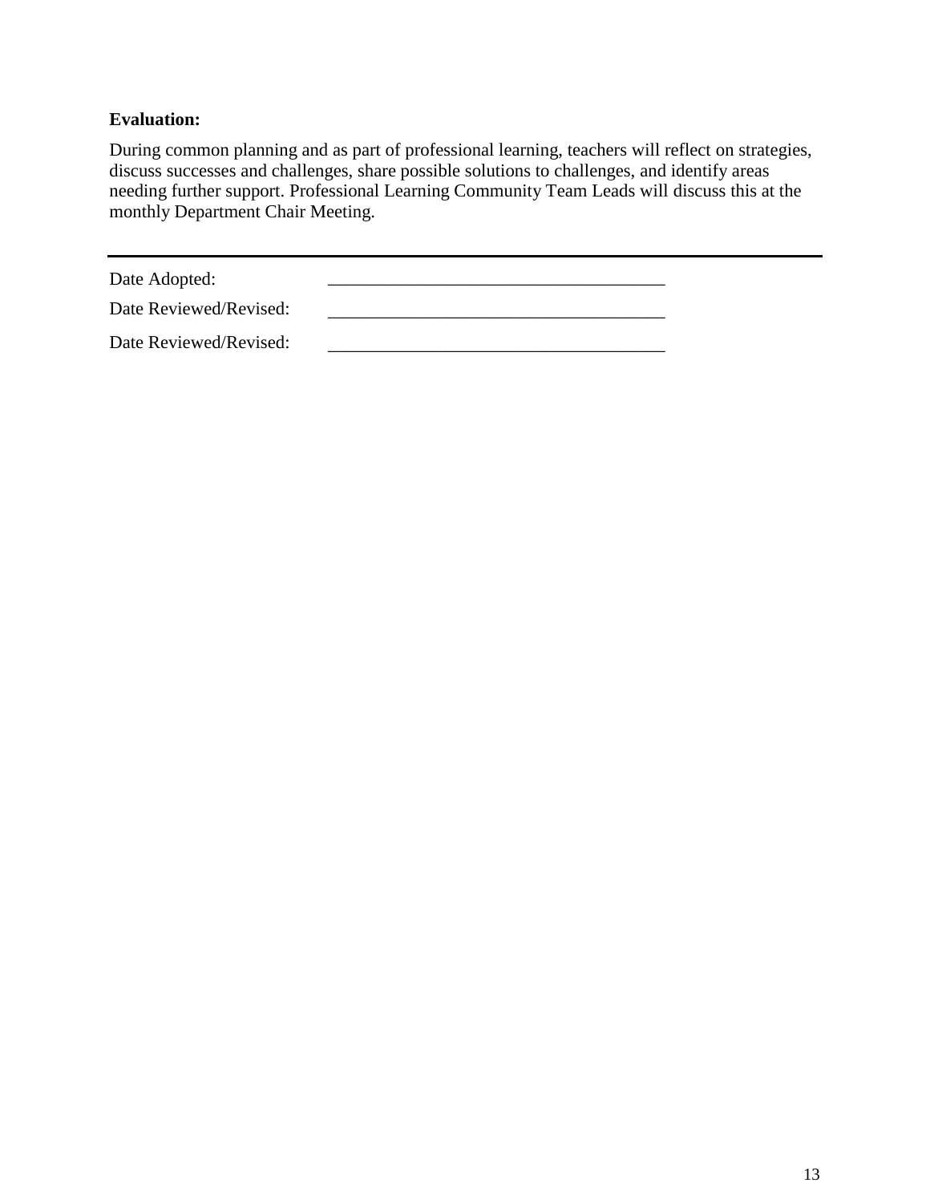**Evaluation:**

During common planning and as part of professional learning, teachers will reflect on strategies, discuss successes and challenges, share possible solutions to challenges, and identify areas needing further support. Professional Learning Community Team Leads will discuss this at the monthly Department Chair Meeting.

---

Date Adopted: ______________________________________

Date Reviewed/Revised: ______________________________________

Date Reviewed/Revised: ______________________________________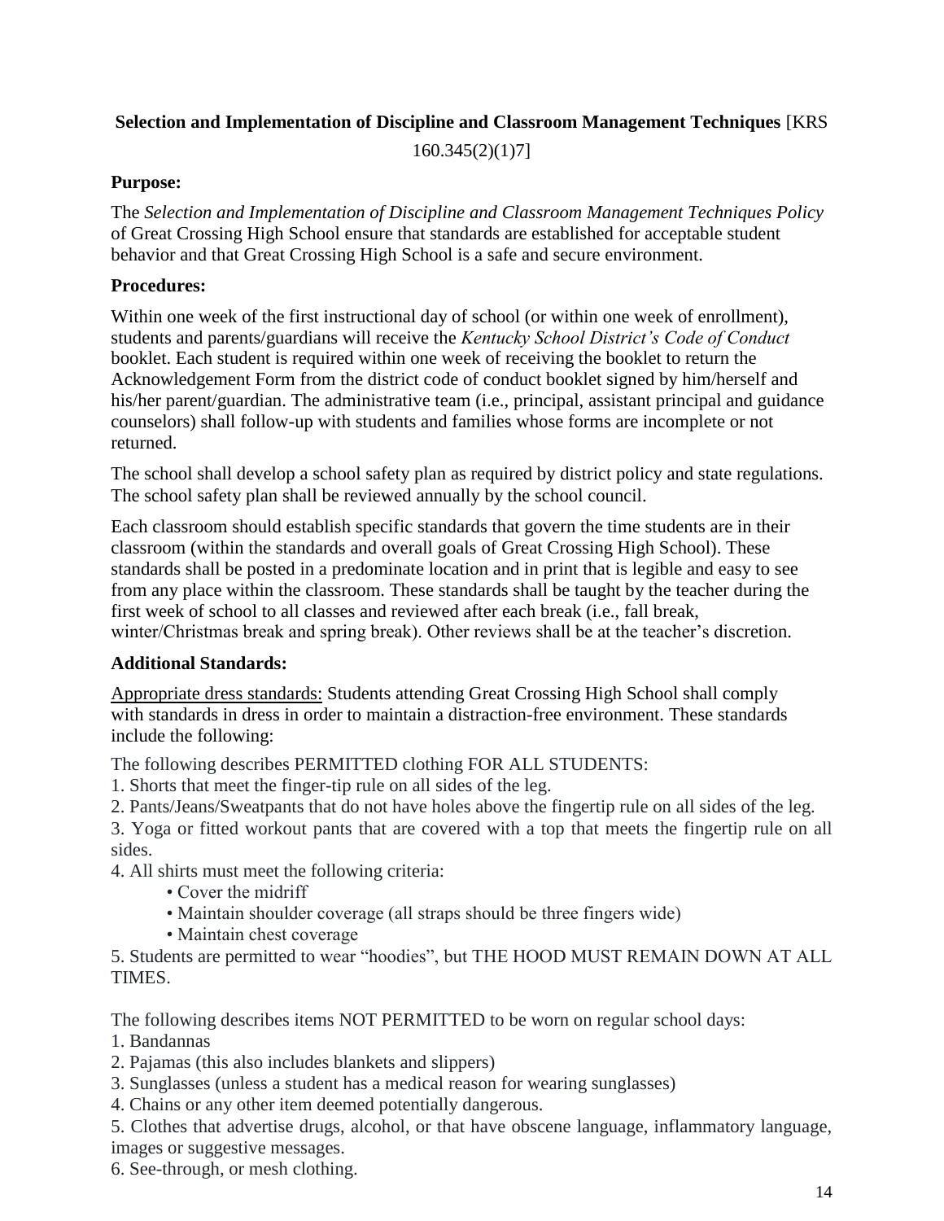## **Selection and Implementation of Discipline and Classroom Management Techniques** [KRS 160.345(2)(1)7]

**Purpose:**

The *Selection and Implementation of Discipline and Classroom Management Techniques Policy* of Great Crossing High School ensure that standards are established for acceptable student behavior and that Great Crossing High School is a safe and secure environment.

**Procedures:**

Within one week of the first instructional day of school (or within one week of enrollment), students and parents/guardians will receive the *Kentucky School District's Code of Conduct* booklet. Each student is required within one week of receiving the booklet to return the Acknowledgement Form from the district code of conduct booklet signed by him/herself and his/her parent/guardian. The administrative team (i.e., principal, assistant principal and guidance counselors) shall follow-up with students and families whose forms are incomplete or not returned.

The school shall develop a school safety plan as required by district policy and state regulations. The school safety plan shall be reviewed annually by the school council.

Each classroom should establish specific standards that govern the time students are in their classroom (within the standards and overall goals of Great Crossing High School). These standards shall be posted in a predominate location and in print that is legible and easy to see from any place within the classroom. These standards shall be taught by the teacher during the first week of school to all classes and reviewed after each break (i.e., fall break, winter/Christmas break and spring break). Other reviews shall be at the teacher's discretion.

**Additional Standards:**

<u>Appropriate dress standards:</u> Students attending Great Crossing High School shall comply with standards in dress in order to maintain a distraction-free environment. These standards include the following:

The following describes PERMITTED clothing FOR ALL STUDENTS:

1. Shorts that meet the finger-tip rule on all sides of the leg.
2. Pants/Jeans/Sweatpants that do not have holes above the fingertip rule on all sides of the leg.
3. Yoga or fitted workout pants that are covered with a top that meets the fingertip rule on all sides.
4. All shirts must meet the following criteria:
   - Cover the midriff
   - Maintain shoulder coverage (all straps should be three fingers wide)
   - Maintain chest coverage
5. Students are permitted to wear "hoodies", but THE HOOD MUST REMAIN DOWN AT ALL TIMES.

The following describes items NOT PERMITTED to be worn on regular school days:

1. Bandannas
2. Pajamas (this also includes blankets and slippers)
3. Sunglasses (unless a student has a medical reason for wearing sunglasses)
4. Chains or any other item deemed potentially dangerous.
5. Clothes that advertise drugs, alcohol, or that have obscene language, inflammatory language, images or suggestive messages.
6. See-through, or mesh clothing.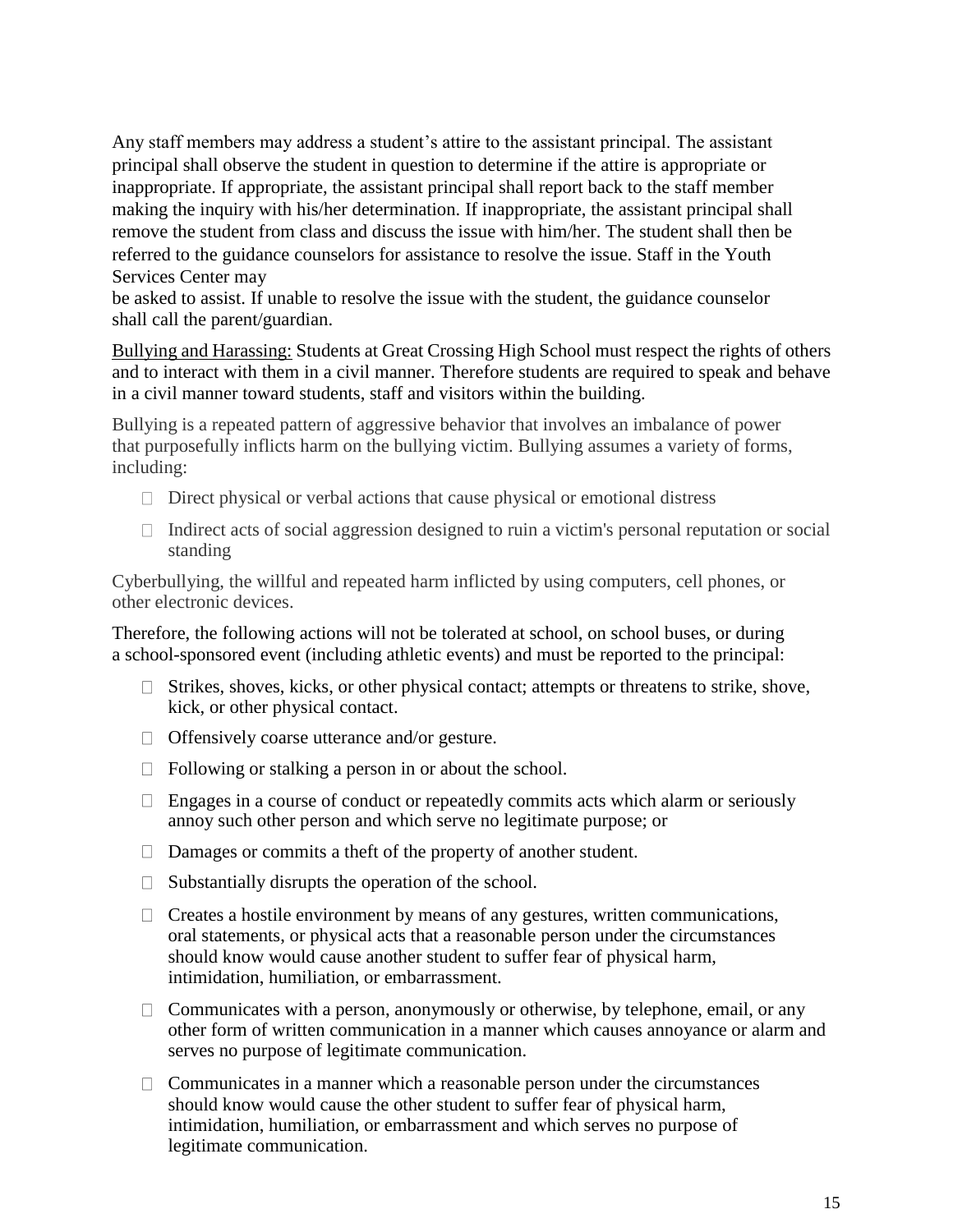Any staff members may address a student's attire to the assistant principal. The assistant principal shall observe the student in question to determine if the attire is appropriate or inappropriate. If appropriate, the assistant principal shall report back to the staff member making the inquiry with his/her determination. If inappropriate, the assistant principal shall remove the student from class and discuss the issue with him/her. The student shall then be referred to the guidance counselors for assistance to resolve the issue. Staff in the Youth Services Center may
be asked to assist. If unable to resolve the issue with the student, the guidance counselor shall call the parent/guardian.

<u>Bullying and Harassing:</u> Students at Great Crossing High School must respect the rights of others and to interact with them in a civil manner. Therefore students are required to speak and behave in a civil manner toward students, staff and visitors within the building.

Bullying is a repeated pattern of aggressive behavior that involves an imbalance of power that purposefully inflicts harm on the bullying victim. Bullying assumes a variety of forms, including:

- Direct physical or verbal actions that cause physical or emotional distress
- Indirect acts of social aggression designed to ruin a victim's personal reputation or social standing

Cyberbullying, the willful and repeated harm inflicted by using computers, cell phones, or other electronic devices.

Therefore, the following actions will not be tolerated at school, on school buses, or during a school-sponsored event (including athletic events) and must be reported to the principal:

- Strikes, shoves, kicks, or other physical contact; attempts or threatens to strike, shove, kick, or other physical contact.
- Offensively coarse utterance and/or gesture.
- Following or stalking a person in or about the school.
- Engages in a course of conduct or repeatedly commits acts which alarm or seriously annoy such other person and which serve no legitimate purpose; or
- Damages or commits a theft of the property of another student.
- Substantially disrupts the operation of the school.
- Creates a hostile environment by means of any gestures, written communications, oral statements, or physical acts that a reasonable person under the circumstances should know would cause another student to suffer fear of physical harm, intimidation, humiliation, or embarrassment.
- Communicates with a person, anonymously or otherwise, by telephone, email, or any other form of written communication in a manner which causes annoyance or alarm and serves no purpose of legitimate communication.
- Communicates in a manner which a reasonable person under the circumstances should know would cause the other student to suffer fear of physical harm, intimidation, humiliation, or embarrassment and which serves no purpose of legitimate communication.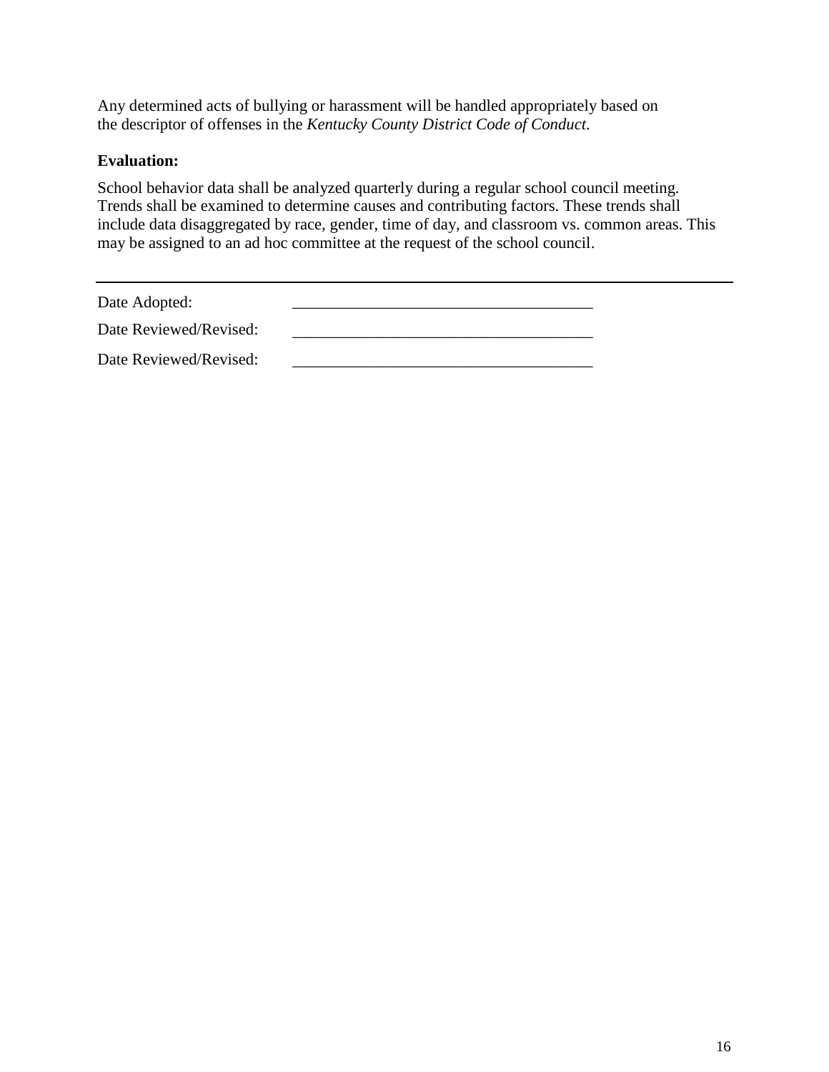Any determined acts of bullying or harassment will be handled appropriately based on the descriptor of offenses in the *Kentucky County District Code of Conduct*.

**Evaluation:**

School behavior data shall be analyzed quarterly during a regular school council meeting. Trends shall be examined to determine causes and contributing factors. These trends shall include data disaggregated by race, gender, time of day, and classroom vs. common areas. This may be assigned to an ad hoc committee at the request of the school council.

---

Date Adopted: _____________________________________

Date Reviewed/Revised: _____________________________________

Date Reviewed/Revised: _____________________________________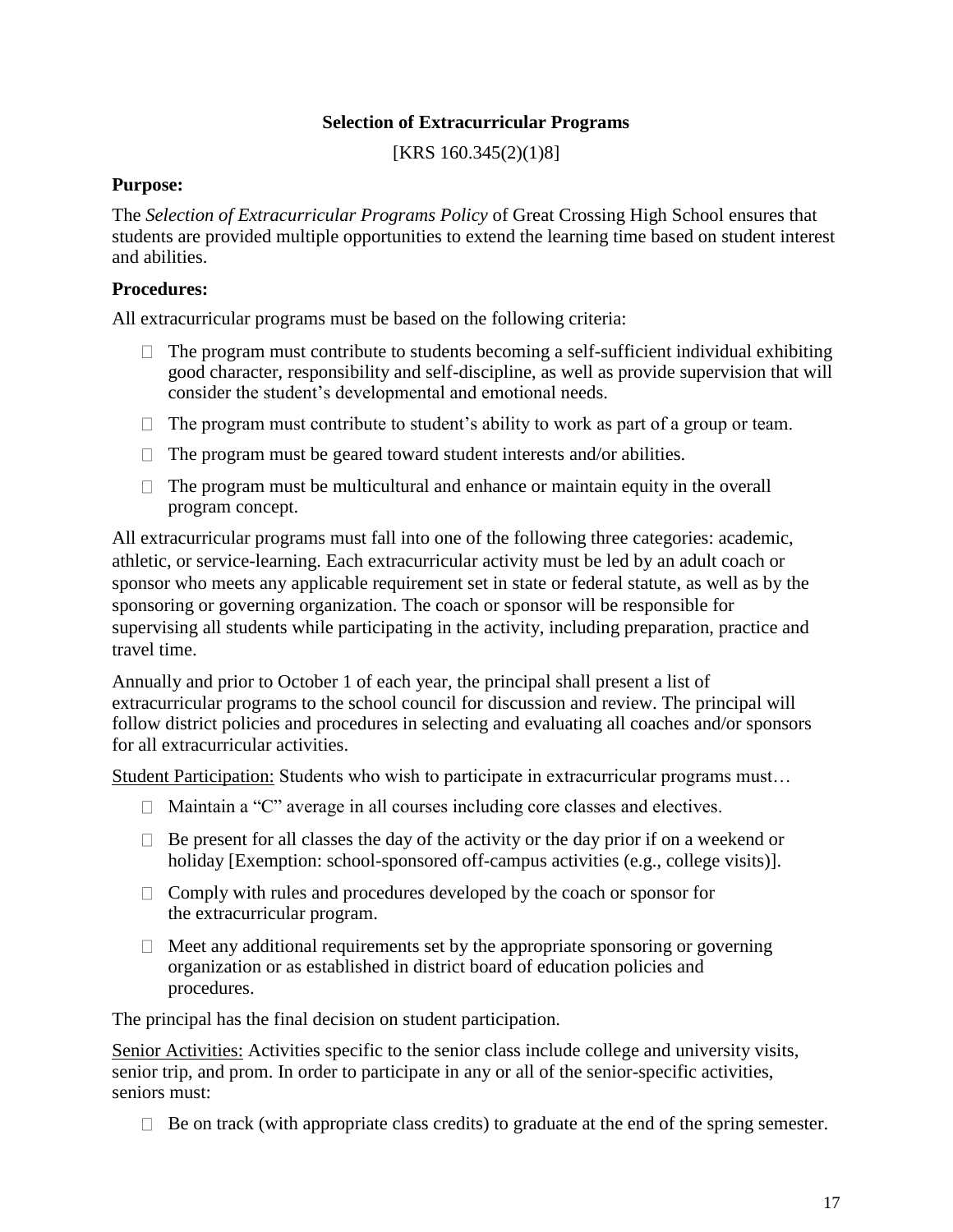## Selection of Extracurricular Programs

[KRS 160.345(2)(1)8]

**Purpose:**

The *Selection of Extracurricular Programs Policy* of Great Crossing High School ensures that students are provided multiple opportunities to extend the learning time based on student interest and abilities.

**Procedures:**

All extracurricular programs must be based on the following criteria:

- The program must contribute to students becoming a self-sufficient individual exhibiting good character, responsibility and self-discipline, as well as provide supervision that will consider the student's developmental and emotional needs.
- The program must contribute to student's ability to work as part of a group or team.
- The program must be geared toward student interests and/or abilities.
- The program must be multicultural and enhance or maintain equity in the overall program concept.

All extracurricular programs must fall into one of the following three categories: academic, athletic, or service-learning. Each extracurricular activity must be led by an adult coach or sponsor who meets any applicable requirement set in state or federal statute, as well as by the sponsoring or governing organization. The coach or sponsor will be responsible for supervising all students while participating in the activity, including preparation, practice and travel time.

Annually and prior to October 1 of each year, the principal shall present a list of extracurricular programs to the school council for discussion and review. The principal will follow district policies and procedures in selecting and evaluating all coaches and/or sponsors for all extracurricular activities.

Student Participation: Students who wish to participate in extracurricular programs must…

- Maintain a "C" average in all courses including core classes and electives.
- Be present for all classes the day of the activity or the day prior if on a weekend or holiday [Exemption: school-sponsored off-campus activities (e.g., college visits)].
- Comply with rules and procedures developed by the coach or sponsor for the extracurricular program.
- Meet any additional requirements set by the appropriate sponsoring or governing organization or as established in district board of education policies and procedures.

The principal has the final decision on student participation.

Senior Activities: Activities specific to the senior class include college and university visits, senior trip, and prom. In order to participate in any or all of the senior-specific activities, seniors must:

- Be on track (with appropriate class credits) to graduate at the end of the spring semester.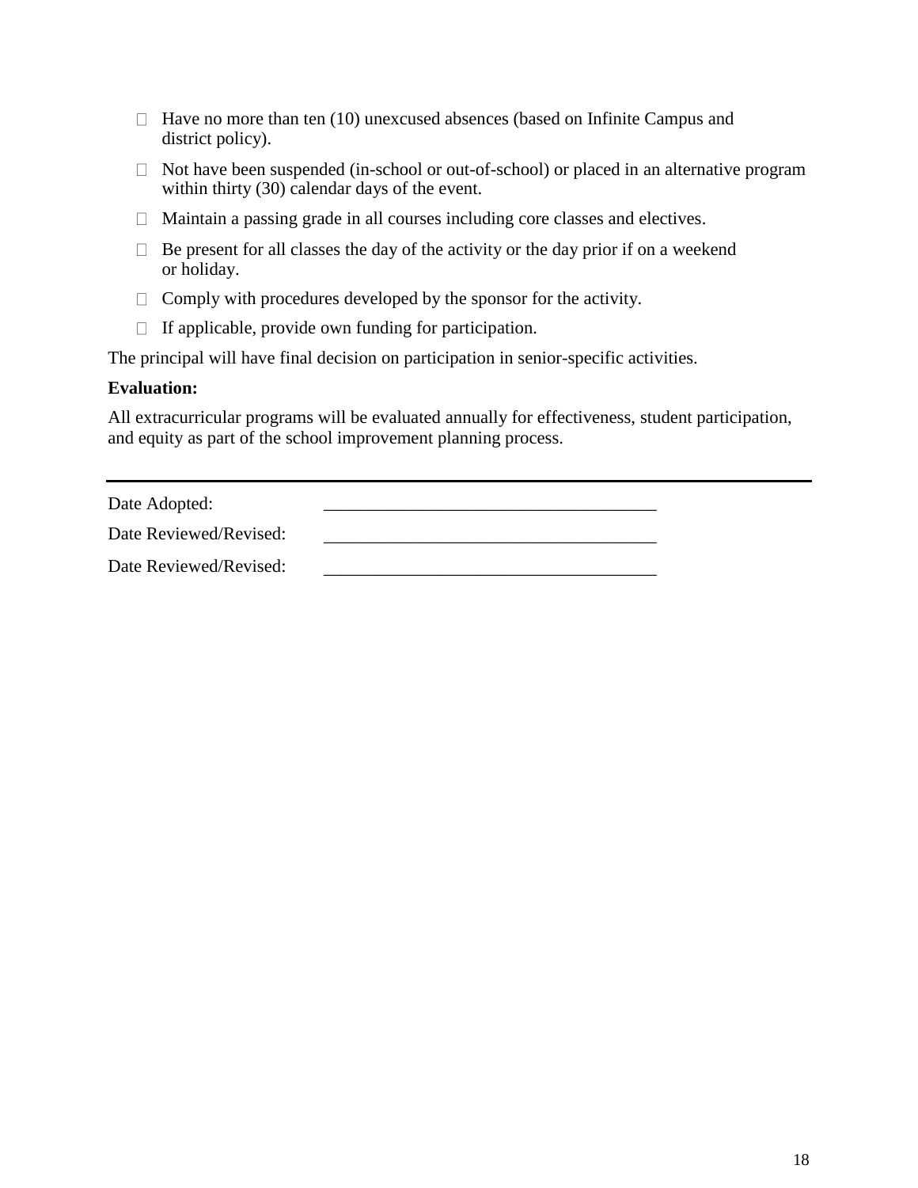- Have no more than ten (10) unexcused absences (based on Infinite Campus and district policy).
- Not have been suspended (in-school or out-of-school) or placed in an alternative program within thirty (30) calendar days of the event.
- Maintain a passing grade in all courses including core classes and electives.
- Be present for all classes the day of the activity or the day prior if on a weekend or holiday.
- Comply with procedures developed by the sponsor for the activity.
- If applicable, provide own funding for participation.

The principal will have final decision on participation in senior-specific activities.

**Evaluation:**

All extracurricular programs will be evaluated annually for effectiveness, student participation, and equity as part of the school improvement planning process.

---

Date Adopted: ____________________________________

Date Reviewed/Revised: ____________________________________

Date Reviewed/Revised: ____________________________________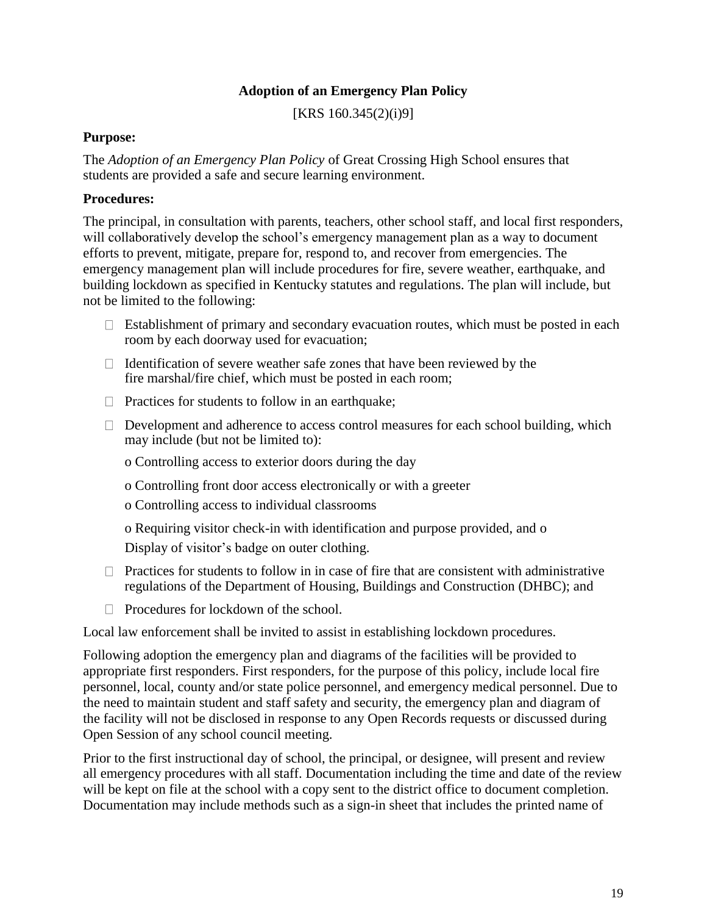**Adoption of an Emergency Plan Policy**

[KRS 160.345(2)(i)9]

**Purpose:**

The *Adoption of an Emergency Plan Policy* of Great Crossing High School ensures that students are provided a safe and secure learning environment.

**Procedures:**

The principal, in consultation with parents, teachers, other school staff, and local first responders, will collaboratively develop the school's emergency management plan as a way to document efforts to prevent, mitigate, prepare for, respond to, and recover from emergencies. The emergency management plan will include procedures for fire, severe weather, earthquake, and building lockdown as specified in Kentucky statutes and regulations. The plan will include, but not be limited to the following:

- Establishment of primary and secondary evacuation routes, which must be posted in each room by each doorway used for evacuation;
- Identification of severe weather safe zones that have been reviewed by the fire marshal/fire chief, which must be posted in each room;
- Practices for students to follow in an earthquake;
- Development and adherence to access control measures for each school building, which may include (but not be limited to):
  - Controlling access to exterior doors during the day
  - Controlling front door access electronically or with a greeter
  - Controlling access to individual classrooms
  - Requiring visitor check-in with identification and purpose provided, and
  - Display of visitor's badge on outer clothing.
- Practices for students to follow in in case of fire that are consistent with administrative regulations of the Department of Housing, Buildings and Construction (DHBC); and
- Procedures for lockdown of the school.

Local law enforcement shall be invited to assist in establishing lockdown procedures.

Following adoption the emergency plan and diagrams of the facilities will be provided to appropriate first responders. First responders, for the purpose of this policy, include local fire personnel, local, county and/or state police personnel, and emergency medical personnel. Due to the need to maintain student and staff safety and security, the emergency plan and diagram of the facility will not be disclosed in response to any Open Records requests or discussed during Open Session of any school council meeting.

Prior to the first instructional day of school, the principal, or designee, will present and review all emergency procedures with all staff. Documentation including the time and date of the review will be kept on file at the school with a copy sent to the district office to document completion. Documentation may include methods such as a sign-in sheet that includes the printed name of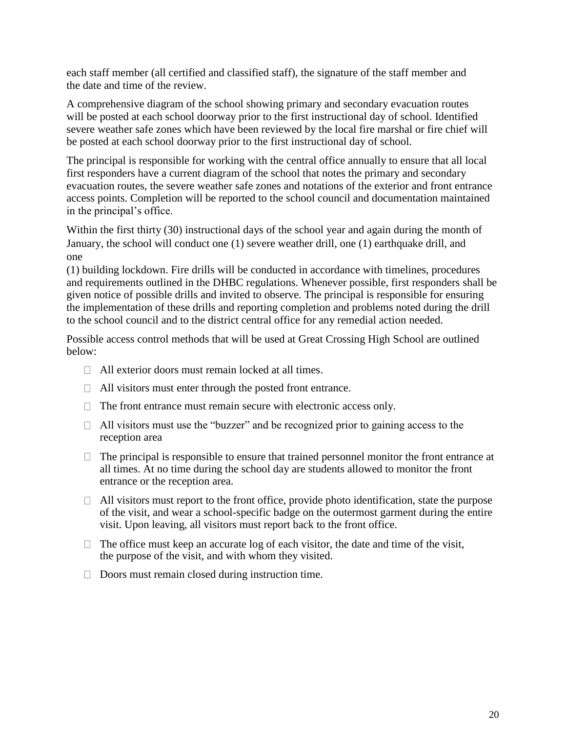each staff member (all certified and classified staff), the signature of the staff member and the date and time of the review.

A comprehensive diagram of the school showing primary and secondary evacuation routes will be posted at each school doorway prior to the first instructional day of school. Identified severe weather safe zones which have been reviewed by the local fire marshal or fire chief will be posted at each school doorway prior to the first instructional day of school.

The principal is responsible for working with the central office annually to ensure that all local first responders have a current diagram of the school that notes the primary and secondary evacuation routes, the severe weather safe zones and notations of the exterior and front entrance access points. Completion will be reported to the school council and documentation maintained in the principal's office.

Within the first thirty (30) instructional days of the school year and again during the month of January, the school will conduct one (1) severe weather drill, one (1) earthquake drill, and one (1) building lockdown. Fire drills will be conducted in accordance with timelines, procedures and requirements outlined in the DHBC regulations. Whenever possible, first responders shall be given notice of possible drills and invited to observe. The principal is responsible for ensuring the implementation of these drills and reporting completion and problems noted during the drill to the school council and to the district central office for any remedial action needed.

Possible access control methods that will be used at Great Crossing High School are outlined below:

- All exterior doors must remain locked at all times.
- All visitors must enter through the posted front entrance.
- The front entrance must remain secure with electronic access only.
- All visitors must use the "buzzer" and be recognized prior to gaining access to the reception area
- The principal is responsible to ensure that trained personnel monitor the front entrance at all times. At no time during the school day are students allowed to monitor the front entrance or the reception area.
- All visitors must report to the front office, provide photo identification, state the purpose of the visit, and wear a school-specific badge on the outermost garment during the entire visit. Upon leaving, all visitors must report back to the front office.
- The office must keep an accurate log of each visitor, the date and time of the visit, the purpose of the visit, and with whom they visited.
- Doors must remain closed during instruction time.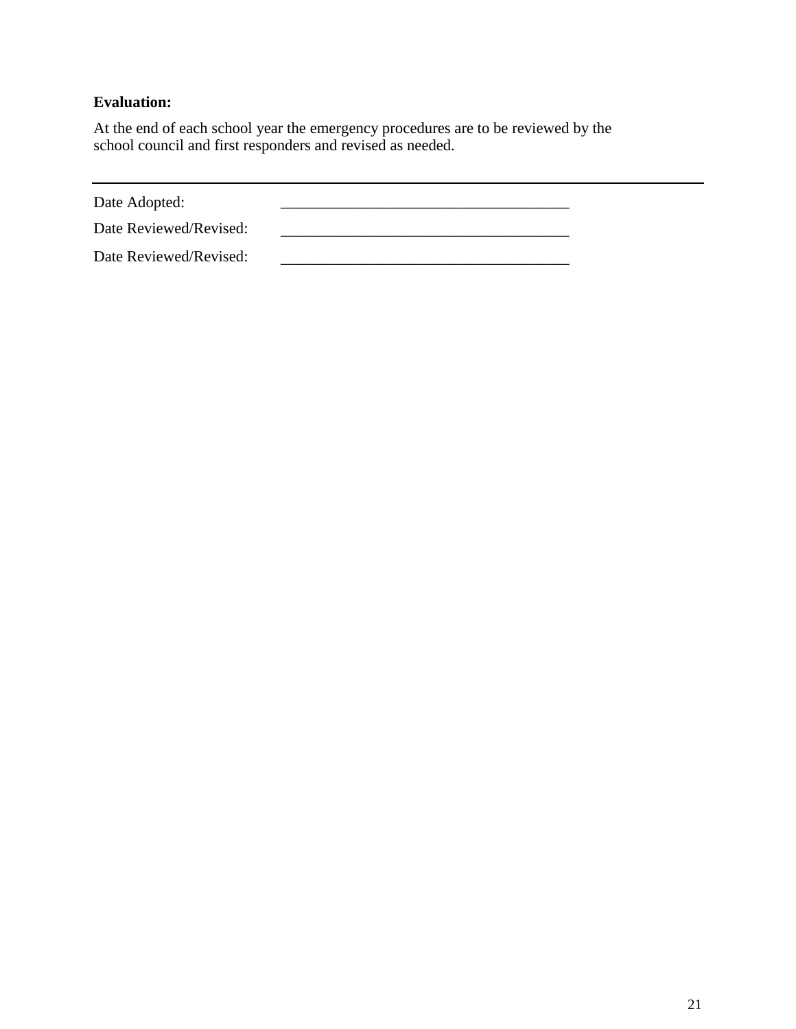**Evaluation:**

At the end of each school year the emergency procedures are to be reviewed by the school council and first responders and revised as needed.

---

Date Adopted: _____________________________________

Date Reviewed/Revised: _____________________________________

Date Reviewed/Revised: _____________________________________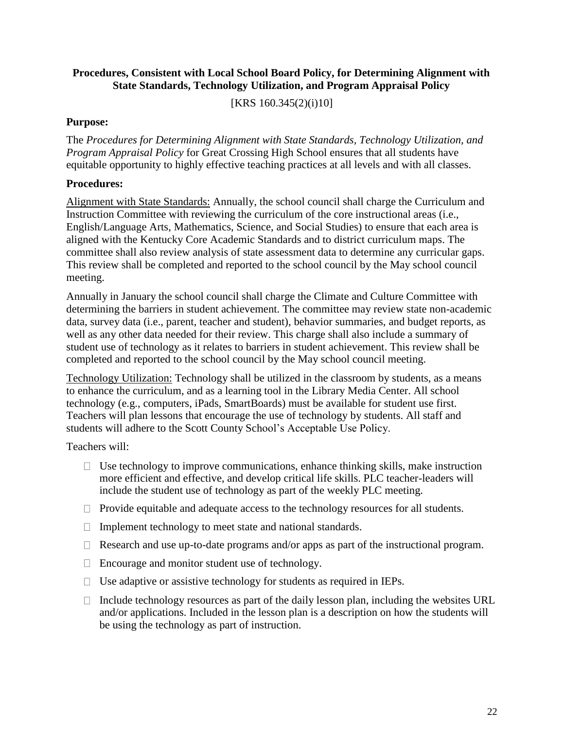**Procedures, Consistent with Local School Board Policy, for Determining Alignment with State Standards, Technology Utilization, and Program Appraisal Policy**

[KRS 160.345(2)(i)10]

**Purpose:**

The *Procedures for Determining Alignment with State Standards, Technology Utilization, and Program Appraisal Policy* for Great Crossing High School ensures that all students have equitable opportunity to highly effective teaching practices at all levels and with all classes.

**Procedures:**

<u>Alignment with State Standards:</u> Annually, the school council shall charge the Curriculum and Instruction Committee with reviewing the curriculum of the core instructional areas (i.e., English/Language Arts, Mathematics, Science, and Social Studies) to ensure that each area is aligned with the Kentucky Core Academic Standards and to district curriculum maps. The committee shall also review analysis of state assessment data to determine any curricular gaps. This review shall be completed and reported to the school council by the May school council meeting.

Annually in January the school council shall charge the Climate and Culture Committee with determining the barriers in student achievement. The committee may review state non-academic data, survey data (i.e., parent, teacher and student), behavior summaries, and budget reports, as well as any other data needed for their review. This charge shall also include a summary of student use of technology as it relates to barriers in student achievement. This review shall be completed and reported to the school council by the May school council meeting.

<u>Technology Utilization:</u> Technology shall be utilized in the classroom by students, as a means to enhance the curriculum, and as a learning tool in the Library Media Center. All school technology (e.g., computers, iPads, SmartBoards) must be available for student use first. Teachers will plan lessons that encourage the use of technology by students. All staff and students will adhere to the Scott County School's Acceptable Use Policy.

Teachers will:

- Use technology to improve communications, enhance thinking skills, make instruction more efficient and effective, and develop critical life skills. PLC teacher-leaders will include the student use of technology as part of the weekly PLC meeting.
- Provide equitable and adequate access to the technology resources for all students.
- Implement technology to meet state and national standards.
- Research and use up-to-date programs and/or apps as part of the instructional program.
- Encourage and monitor student use of technology.
- Use adaptive or assistive technology for students as required in IEPs.
- Include technology resources as part of the daily lesson plan, including the websites URL and/or applications. Included in the lesson plan is a description on how the students will be using the technology as part of instruction.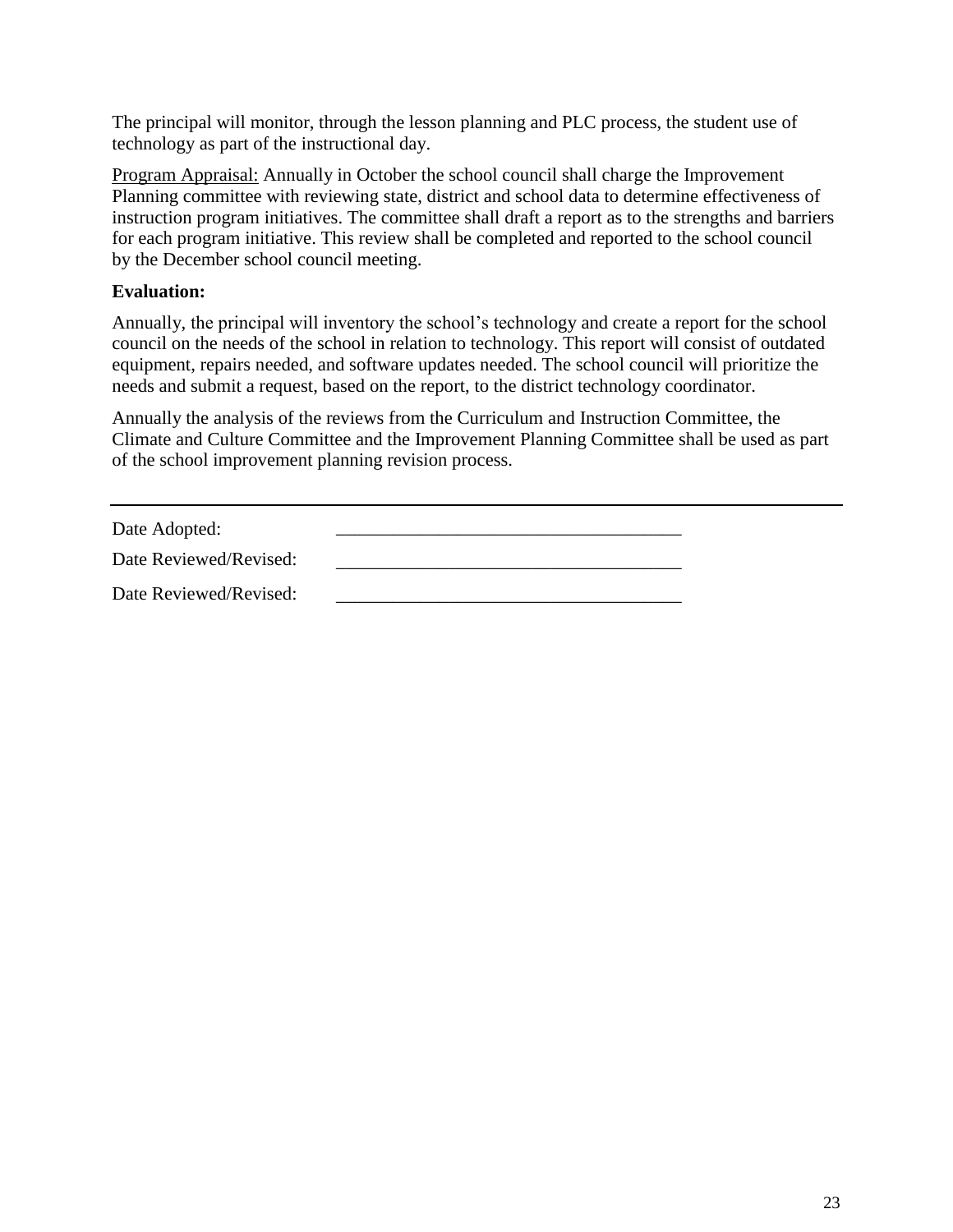The principal will monitor, through the lesson planning and PLC process, the student use of technology as part of the instructional day.

Program Appraisal: Annually in October the school council shall charge the Improvement Planning committee with reviewing state, district and school data to determine effectiveness of instruction program initiatives. The committee shall draft a report as to the strengths and barriers for each program initiative. This review shall be completed and reported to the school council by the December school council meeting.

**Evaluation:**

Annually, the principal will inventory the school's technology and create a report for the school council on the needs of the school in relation to technology. This report will consist of outdated equipment, repairs needed, and software updates needed. The school council will prioritize the needs and submit a request, based on the report, to the district technology coordinator.

Annually the analysis of the reviews from the Curriculum and Instruction Committee, the Climate and Culture Committee and the Improvement Planning Committee shall be used as part of the school improvement planning revision process.

---

Date Adopted: _____________________________________

Date Reviewed/Revised: _____________________________________

Date Reviewed/Revised: _____________________________________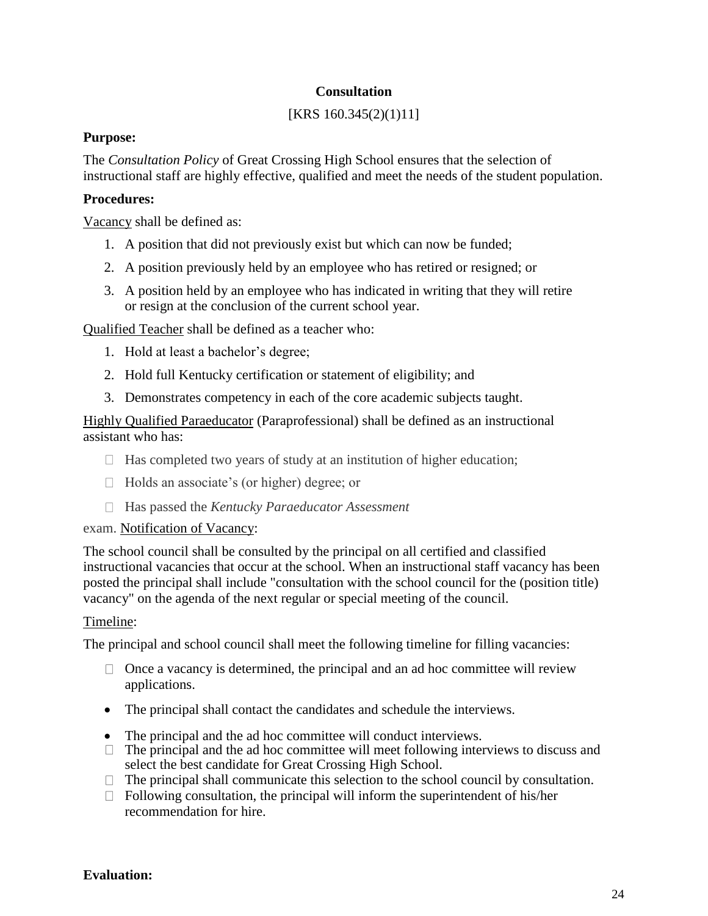## Consultation

[KRS 160.345(2)(1)11]

**Purpose:**

The *Consultation Policy* of Great Crossing High School ensures that the selection of instructional staff are highly effective, qualified and meet the needs of the student population.

**Procedures:**

Vacancy shall be defined as:

1. A position that did not previously exist but which can now be funded;
2. A position previously held by an employee who has retired or resigned; or
3. A position held by an employee who has indicated in writing that they will retire or resign at the conclusion of the current school year.

Qualified Teacher shall be defined as a teacher who:

1. Hold at least a bachelor's degree;
2. Hold full Kentucky certification or statement of eligibility; and
3. Demonstrates competency in each of the core academic subjects taught.

Highly Qualified Paraeducator (Paraprofessional) shall be defined as an instructional assistant who has:

- Has completed two years of study at an institution of higher education;
- Holds an associate's (or higher) degree; or
- Has passed the *Kentucky Paraeducator Assessment*

exam. Notification of Vacancy:

The school council shall be consulted by the principal on all certified and classified instructional vacancies that occur at the school. When an instructional staff vacancy has been posted the principal shall include "consultation with the school council for the (position title) vacancy" on the agenda of the next regular or special meeting of the council.

Timeline:

The principal and school council shall meet the following timeline for filling vacancies:

- Once a vacancy is determined, the principal and an ad hoc committee will review applications.
- The principal shall contact the candidates and schedule the interviews.
- The principal and the ad hoc committee will conduct interviews.
- The principal and the ad hoc committee will meet following interviews to discuss and select the best candidate for Great Crossing High School.
- The principal shall communicate this selection to the school council by consultation.
- Following consultation, the principal will inform the superintendent of his/her recommendation for hire.

**Evaluation:**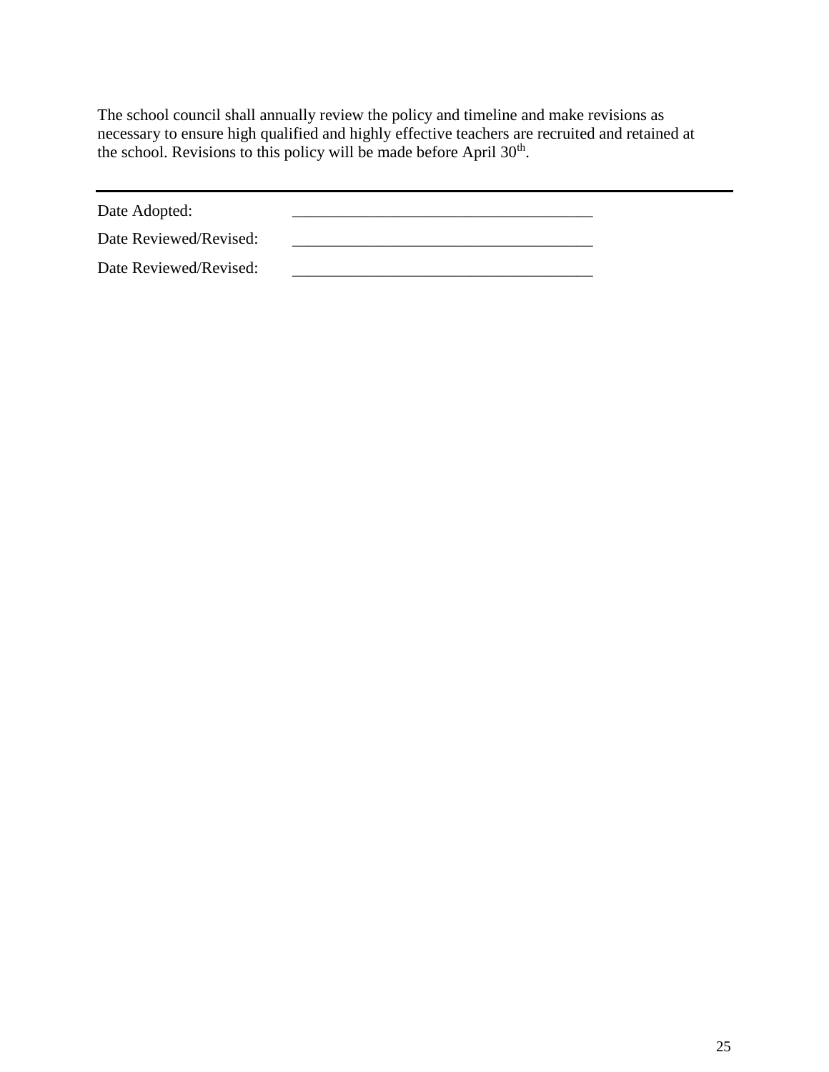The school council shall annually review the policy and timeline and make revisions as necessary to ensure high qualified and highly effective teachers are recruited and retained at the school. Revisions to this policy will be made before April 30th.

---

Date Adopted: ______________________________________

Date Reviewed/Revised: ______________________________________

Date Reviewed/Revised: ______________________________________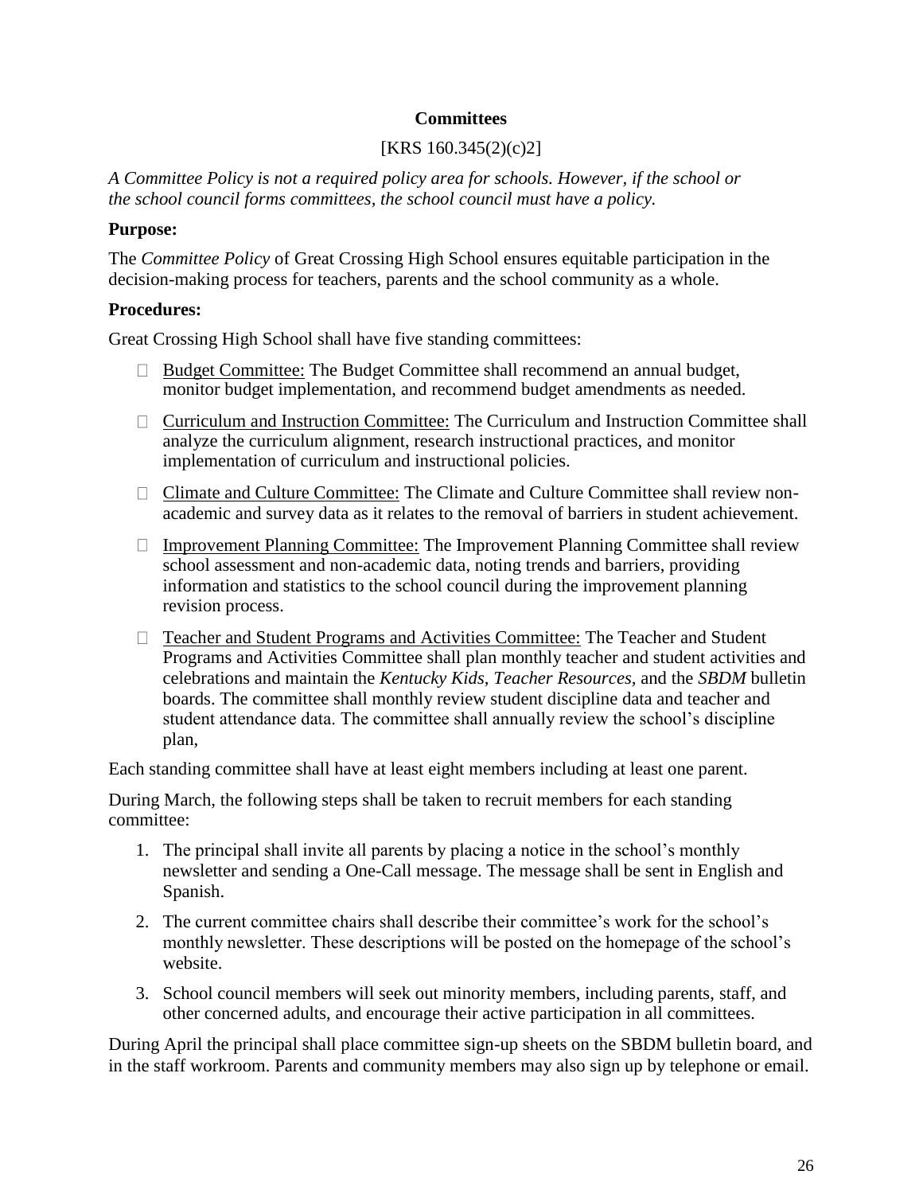## Committees

[KRS 160.345(2)(c)2]

*A Committee Policy is not a required policy area for schools. However, if the school or the school council forms committees, the school council must have a policy.*

**Purpose:**

The *Committee Policy* of Great Crossing High School ensures equitable participation in the decision-making process for teachers, parents and the school community as a whole.

**Procedures:**

Great Crossing High School shall have five standing committees:

- Budget Committee: The Budget Committee shall recommend an annual budget, monitor budget implementation, and recommend budget amendments as needed.
- Curriculum and Instruction Committee: The Curriculum and Instruction Committee shall analyze the curriculum alignment, research instructional practices, and monitor implementation of curriculum and instructional policies.
- Climate and Culture Committee: The Climate and Culture Committee shall review non-academic and survey data as it relates to the removal of barriers in student achievement.
- Improvement Planning Committee: The Improvement Planning Committee shall review school assessment and non-academic data, noting trends and barriers, providing information and statistics to the school council during the improvement planning revision process.
- Teacher and Student Programs and Activities Committee: The Teacher and Student Programs and Activities Committee shall plan monthly teacher and student activities and celebrations and maintain the *Kentucky Kids*, *Teacher Resources*, and the *SBDM* bulletin boards. The committee shall monthly review student discipline data and teacher and student attendance data. The committee shall annually review the school's discipline plan,

Each standing committee shall have at least eight members including at least one parent.

During March, the following steps shall be taken to recruit members for each standing committee:

1. The principal shall invite all parents by placing a notice in the school's monthly newsletter and sending a One-Call message. The message shall be sent in English and Spanish.
2. The current committee chairs shall describe their committee's work for the school's monthly newsletter. These descriptions will be posted on the homepage of the school's website.
3. School council members will seek out minority members, including parents, staff, and other concerned adults, and encourage their active participation in all committees.

During April the principal shall place committee sign-up sheets on the SBDM bulletin board, and in the staff workroom. Parents and community members may also sign up by telephone or email.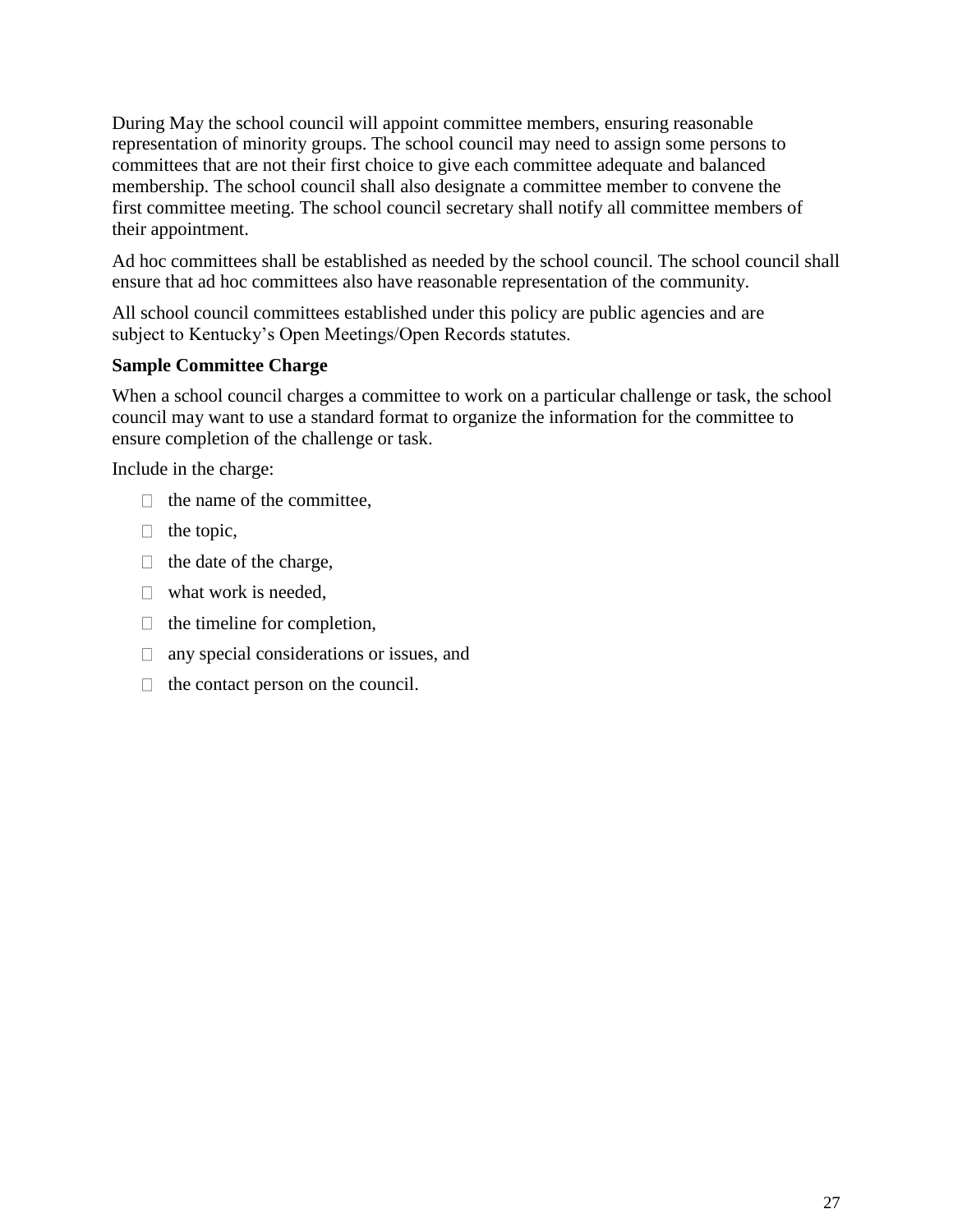During May the school council will appoint committee members, ensuring reasonable representation of minority groups. The school council may need to assign some persons to committees that are not their first choice to give each committee adequate and balanced membership. The school council shall also designate a committee member to convene the first committee meeting. The school council secretary shall notify all committee members of their appointment.

Ad hoc committees shall be established as needed by the school council. The school council shall ensure that ad hoc committees also have reasonable representation of the community.

All school council committees established under this policy are public agencies and are subject to Kentucky's Open Meetings/Open Records statutes.

**Sample Committee Charge**

When a school council charges a committee to work on a particular challenge or task, the school council may want to use a standard format to organize the information for the committee to ensure completion of the challenge or task.

Include in the charge:

- the name of the committee,
- the topic,
- the date of the charge,
- what work is needed,
- the timeline for completion,
- any special considerations or issues, and
- the contact person on the council.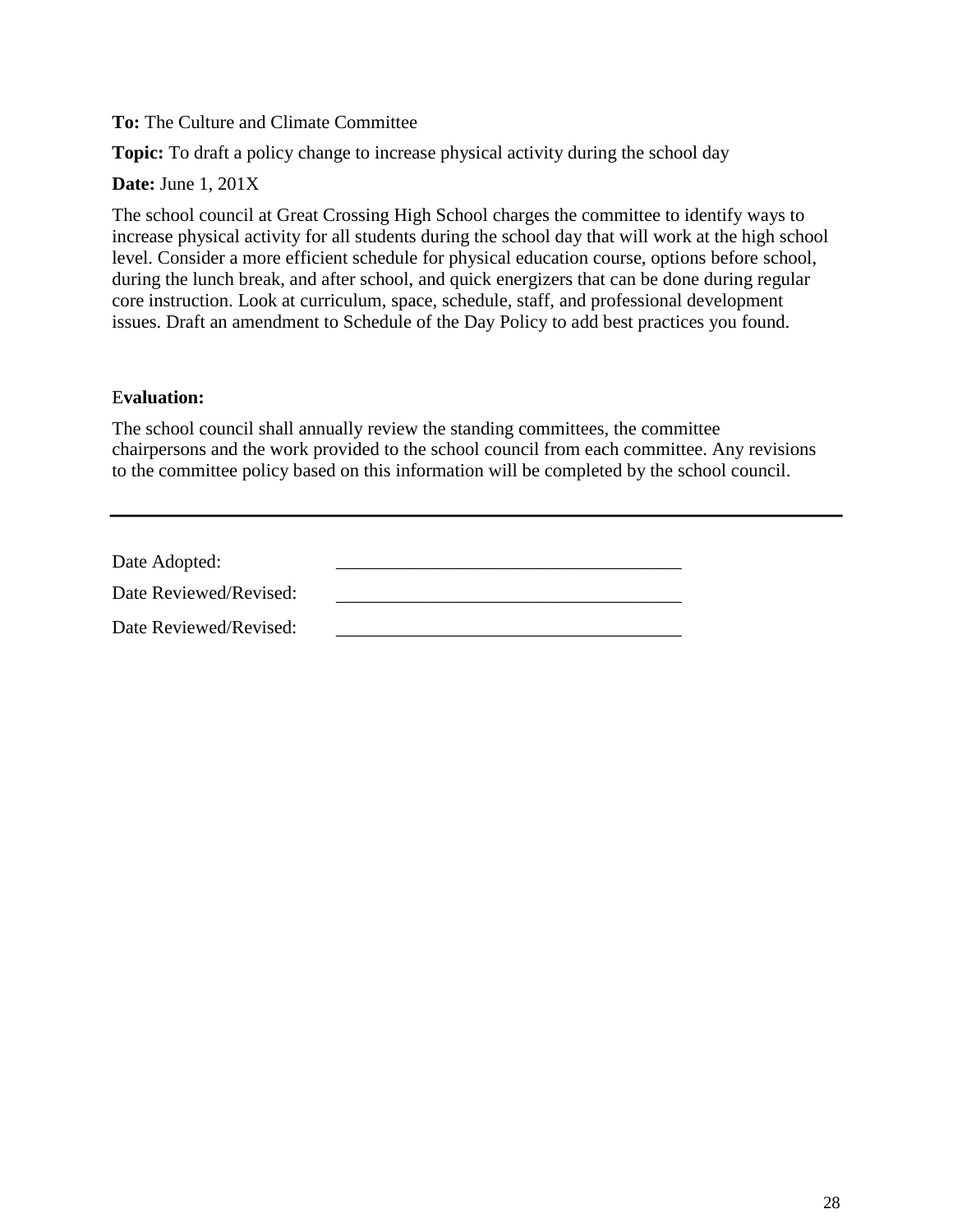**To:** The Culture and Climate Committee

**Topic:** To draft a policy change to increase physical activity during the school day

**Date:** June 1, 201X

The school council at Great Crossing High School charges the committee to identify ways to increase physical activity for all students during the school day that will work at the high school level. Consider a more efficient schedule for physical education course, options before school, during the lunch break, and after school, and quick energizers that can be done during regular core instruction. Look at curriculum, space, schedule, staff, and professional development issues. Draft an amendment to Schedule of the Day Policy to add best practices you found.

E**valuation:**

The school council shall annually review the standing committees, the committee chairpersons and the work provided to the school council from each committee. Any revisions to the committee policy based on this information will be completed by the school council.

---

Date Adopted: _____________________________________

Date Reviewed/Revised: _____________________________________

Date Reviewed/Revised: _____________________________________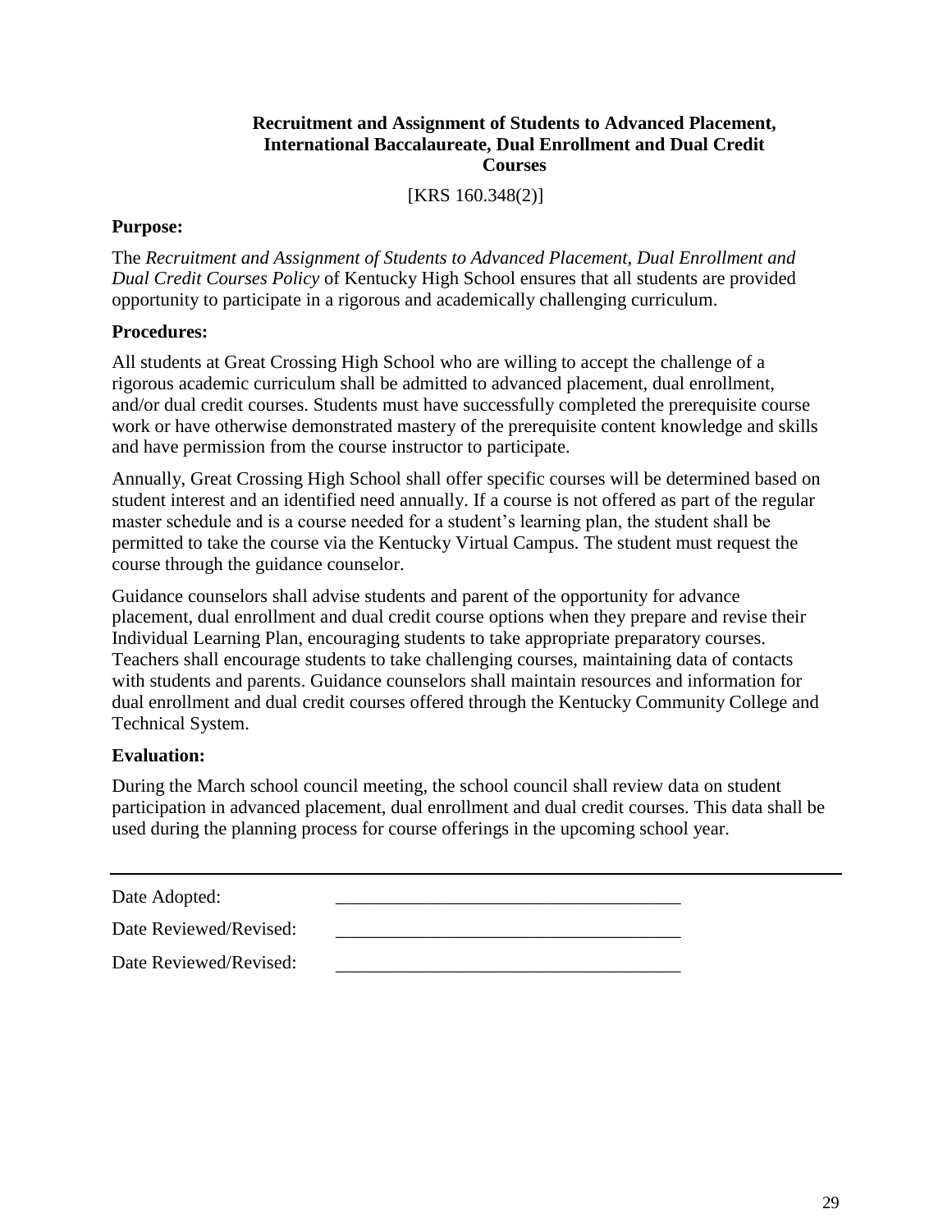## Recruitment and Assignment of Students to Advanced Placement, International Baccalaureate, Dual Enrollment and Dual Credit Courses

[KRS 160.348(2)]

**Purpose:**

The *Recruitment and Assignment of Students to Advanced Placement, Dual Enrollment and Dual Credit Courses Policy* of Kentucky High School ensures that all students are provided opportunity to participate in a rigorous and academically challenging curriculum.

**Procedures:**

All students at Great Crossing High School who are willing to accept the challenge of a rigorous academic curriculum shall be admitted to advanced placement, dual enrollment, and/or dual credit courses. Students must have successfully completed the prerequisite course work or have otherwise demonstrated mastery of the prerequisite content knowledge and skills and have permission from the course instructor to participate.

Annually, Great Crossing High School shall offer specific courses will be determined based on student interest and an identified need annually. If a course is not offered as part of the regular master schedule and is a course needed for a student's learning plan, the student shall be permitted to take the course via the Kentucky Virtual Campus. The student must request the course through the guidance counselor.

Guidance counselors shall advise students and parent of the opportunity for advance placement, dual enrollment and dual credit course options when they prepare and revise their Individual Learning Plan, encouraging students to take appropriate preparatory courses. Teachers shall encourage students to take challenging courses, maintaining data of contacts with students and parents. Guidance counselors shall maintain resources and information for dual enrollment and dual credit courses offered through the Kentucky Community College and Technical System.

**Evaluation:**

During the March school council meeting, the school council shall review data on student participation in advanced placement, dual enrollment and dual credit courses. This data shall be used during the planning process for course offerings in the upcoming school year.

---

Date Adopted: \_\_\_\_\_\_\_\_\_\_\_\_\_\_\_\_\_\_\_\_\_\_\_\_\_\_\_\_\_\_\_\_\_\_\_\_

Date Reviewed/Revised: \_\_\_\_\_\_\_\_\_\_\_\_\_\_\_\_\_\_\_\_\_\_\_\_\_\_\_\_\_\_\_\_\_\_\_\_

Date Reviewed/Revised: \_\_\_\_\_\_\_\_\_\_\_\_\_\_\_\_\_\_\_\_\_\_\_\_\_\_\_\_\_\_\_\_\_\_\_\_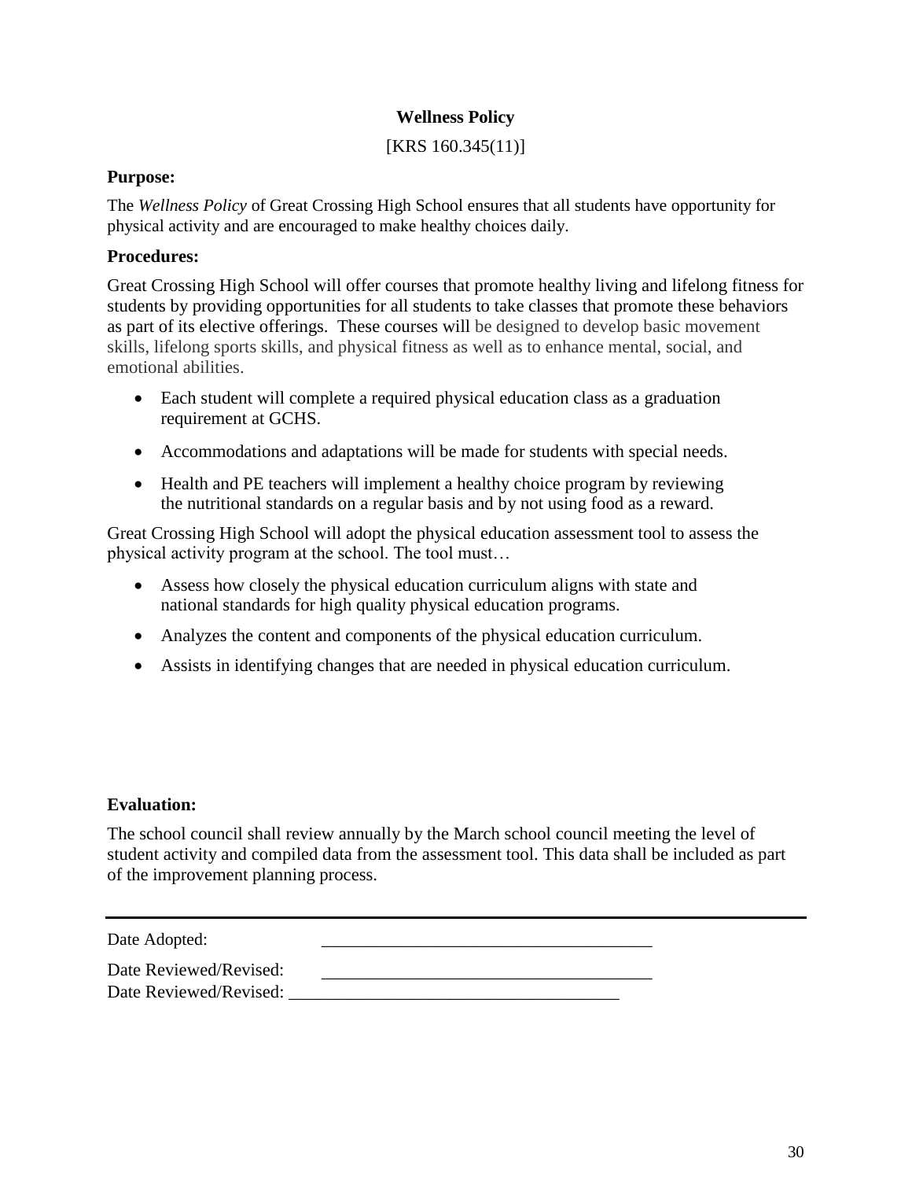**Wellness Policy**

[KRS 160.345(11)]

**Purpose:**

The *Wellness Policy* of Great Crossing High School ensures that all students have opportunity for physical activity and are encouraged to make healthy choices daily.

**Procedures:**

Great Crossing High School will offer courses that promote healthy living and lifelong fitness for students by providing opportunities for all students to take classes that promote these behaviors as part of its elective offerings. These courses will be designed to develop basic movement skills, lifelong sports skills, and physical fitness as well as to enhance mental, social, and emotional abilities.

- Each student will complete a required physical education class as a graduation requirement at GCHS.
- Accommodations and adaptations will be made for students with special needs.
- Health and PE teachers will implement a healthy choice program by reviewing the nutritional standards on a regular basis and by not using food as a reward.

Great Crossing High School will adopt the physical education assessment tool to assess the physical activity program at the school. The tool must…

- Assess how closely the physical education curriculum aligns with state and national standards for high quality physical education programs.
- Analyzes the content and components of the physical education curriculum.
- Assists in identifying changes that are needed in physical education curriculum.

**Evaluation:**

The school council shall review annually by the March school council meeting the level of student activity and compiled data from the assessment tool. This data shall be included as part of the improvement planning process.

---

Date Adopted: ______________________________________

Date Reviewed/Revised: ______________________________________

Date Reviewed/Revised: ______________________________________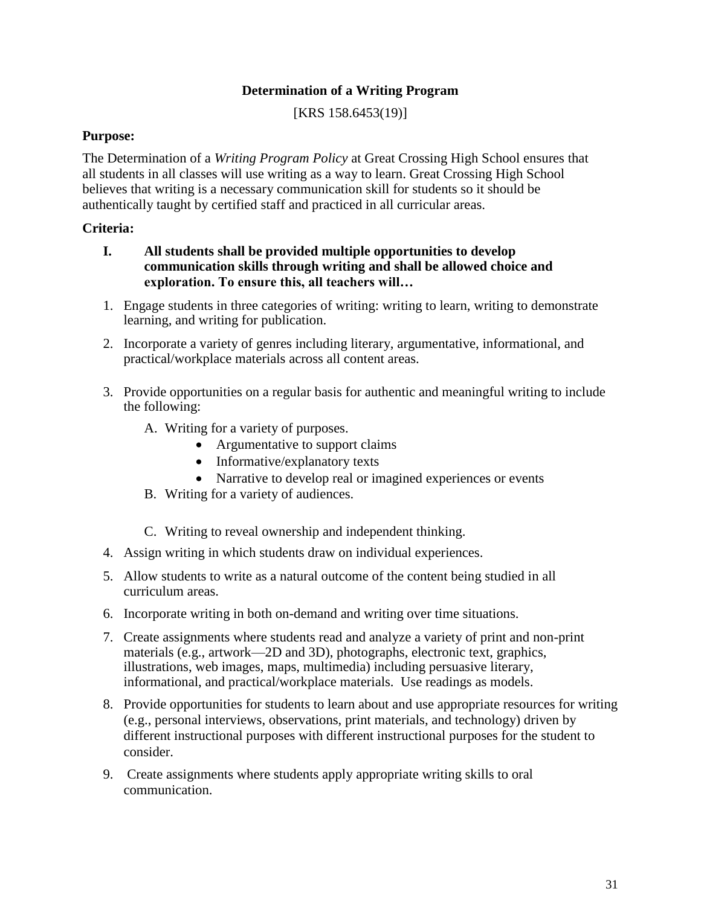## Determination of a Writing Program

[KRS 158.6453(19)]

**Purpose:**

The Determination of a *Writing Program Policy* at Great Crossing High School ensures that all students in all classes will use writing as a way to learn. Great Crossing High School believes that writing is a necessary communication skill for students so it should be authentically taught by certified staff and practiced in all curricular areas.

**Criteria:**

**I. All students shall be provided multiple opportunities to develop communication skills through writing and shall be allowed choice and exploration. To ensure this, all teachers will…**

1. Engage students in three categories of writing: writing to learn, writing to demonstrate learning, and writing for publication.
2. Incorporate a variety of genres including literary, argumentative, informational, and practical/workplace materials across all content areas.
3. Provide opportunities on a regular basis for authentic and meaningful writing to include the following:
   A. Writing for a variety of purposes.
      - Argumentative to support claims
      - Informative/explanatory texts
      - Narrative to develop real or imagined experiences or events

   B. Writing for a variety of audiences.

   C. Writing to reveal ownership and independent thinking.
4. Assign writing in which students draw on individual experiences.
5. Allow students to write as a natural outcome of the content being studied in all curriculum areas.
6. Incorporate writing in both on-demand and writing over time situations.
7. Create assignments where students read and analyze a variety of print and non-print materials (e.g., artwork—2D and 3D), photographs, electronic text, graphics, illustrations, web images, maps, multimedia) including persuasive literary, informational, and practical/workplace materials. Use readings as models.
8. Provide opportunities for students to learn about and use appropriate resources for writing (e.g., personal interviews, observations, print materials, and technology) driven by different instructional purposes with different instructional purposes for the student to consider.
9. Create assignments where students apply appropriate writing skills to oral communication.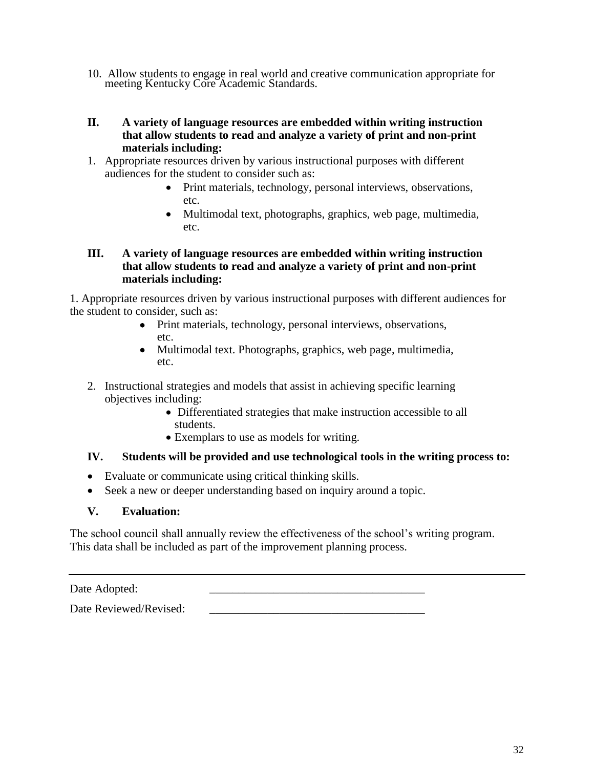10. Allow students to engage in real world and creative communication appropriate for meeting Kentucky Core Academic Standards.

**II. A variety of language resources are embedded within writing instruction that allow students to read and analyze a variety of print and non-print materials including:**

1. Appropriate resources driven by various instructional purposes with different audiences for the student to consider such as:
   - Print materials, technology, personal interviews, observations, etc.
   - Multimodal text, photographs, graphics, web page, multimedia, etc.

**III. A variety of language resources are embedded within writing instruction that allow students to read and analyze a variety of print and non-print materials including:**

1. Appropriate resources driven by various instructional purposes with different audiences for the student to consider, such as:
   - Print materials, technology, personal interviews, observations, etc.
   - Multimodal text. Photographs, graphics, web page, multimedia, etc.

2. Instructional strategies and models that assist in achieving specific learning objectives including:
   - Differentiated strategies that make instruction accessible to all students.
   - Exemplars to use as models for writing.

**IV. Students will be provided and use technological tools in the writing process to:**

- Evaluate or communicate using critical thinking skills.
- Seek a new or deeper understanding based on inquiry around a topic.

**V. Evaluation:**

The school council shall annually review the effectiveness of the school's writing program. This data shall be included as part of the improvement planning process.

---

Date Adopted: ____________________________________

Date Reviewed/Revised: ____________________________________